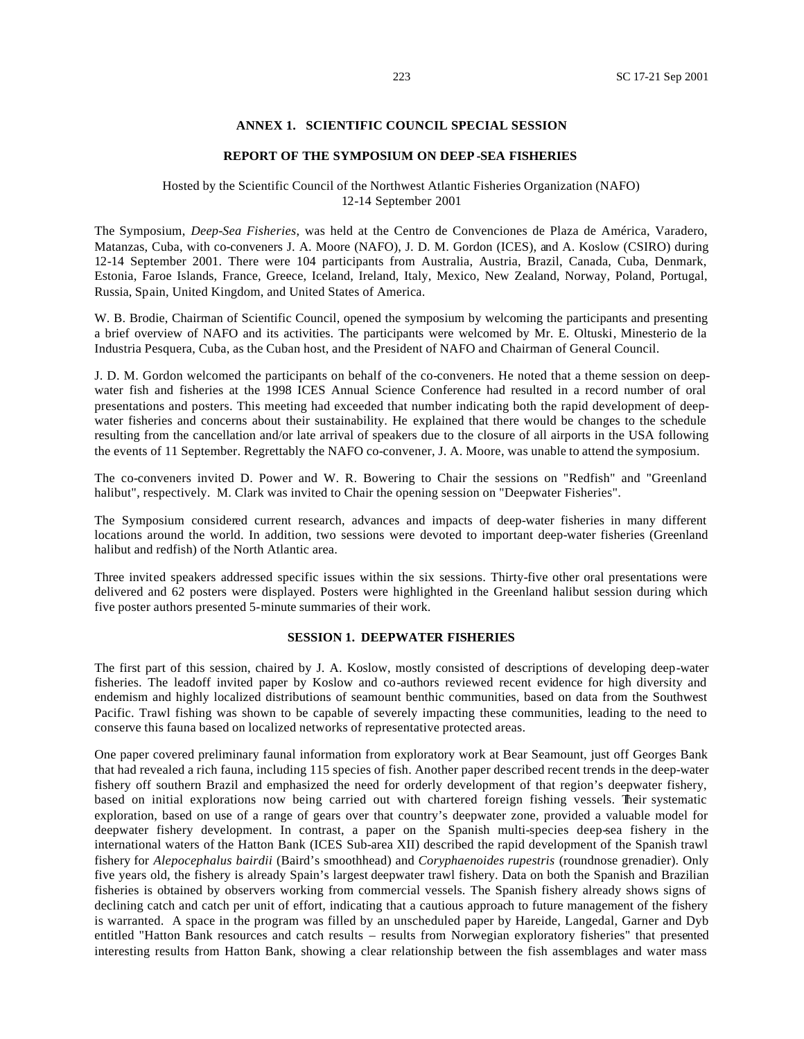# ANNEX 1. SCIENTIFIC COUNCIL SPECIAL SESSION

## REPORT OF THE SYMPOSIUM ON DEEP-SEA FISHERIES

Hosted by the Scientific Council of the Northwest Atlantic Fisheries Organization (NAFO)
12-14 September 2001

The Symposium, *Deep-Sea Fisheries*, was held at the Centro de Convenciones de Plaza de América, Varadero, Matanzas, Cuba, with co-conveners J. A. Moore (NAFO), J. D. M. Gordon (ICES), and A. Koslow (CSIRO) during 12-14 September 2001. There were 104 participants from Australia, Austria, Brazil, Canada, Cuba, Denmark, Estonia, Faroe Islands, France, Greece, Iceland, Ireland, Italy, Mexico, New Zealand, Norway, Poland, Portugal, Russia, Spain, United Kingdom, and United States of America.

W. B. Brodie, Chairman of Scientific Council, opened the symposium by welcoming the participants and presenting a brief overview of NAFO and its activities. The participants were welcomed by Mr. E. Oltuski, Minesterio de la Industria Pesquera, Cuba, as the Cuban host, and the President of NAFO and Chairman of General Council.

J. D. M. Gordon welcomed the participants on behalf of the co-conveners. He noted that a theme session on deep-water fish and fisheries at the 1998 ICES Annual Science Conference had resulted in a record number of oral presentations and posters. This meeting had exceeded that number indicating both the rapid development of deep-water fisheries and concerns about their sustainability. He explained that there would be changes to the schedule resulting from the cancellation and/or late arrival of speakers due to the closure of all airports in the USA following the events of 11 September. Regrettably the NAFO co-convener, J. A. Moore, was unable to attend the symposium.

The co-conveners invited D. Power and W. R. Bowering to Chair the sessions on "Redfish" and "Greenland halibut", respectively. M. Clark was invited to Chair the opening session on "Deepwater Fisheries".

The Symposium considered current research, advances and impacts of deep-water fisheries in many different locations around the world. In addition, two sessions were devoted to important deep-water fisheries (Greenland halibut and redfish) of the North Atlantic area.

Three invited speakers addressed specific issues within the six sessions. Thirty-five other oral presentations were delivered and 62 posters were displayed. Posters were highlighted in the Greenland halibut session during which five poster authors presented 5-minute summaries of their work.

### SESSION 1. DEEPWATER FISHERIES

The first part of this session, chaired by J. A. Koslow, mostly consisted of descriptions of developing deep-water fisheries. The leadoff invited paper by Koslow and co-authors reviewed recent evidence for high diversity and endemism and highly localized distributions of seamount benthic communities, based on data from the Southwest Pacific. Trawl fishing was shown to be capable of severely impacting these communities, leading to the need to conserve this fauna based on localized networks of representative protected areas.

One paper covered preliminary faunal information from exploratory work at Bear Seamount, just off Georges Bank that had revealed a rich fauna, including 115 species of fish. Another paper described recent trends in the deep-water fishery off southern Brazil and emphasized the need for orderly development of that region's deepwater fishery, based on initial explorations now being carried out with chartered foreign fishing vessels. Their systematic exploration, based on use of a range of gears over that country's deepwater zone, provided a valuable model for deepwater fishery development. In contrast, a paper on the Spanish multi-species deep-sea fishery in the international waters of the Hatton Bank (ICES Sub-area XII) described the rapid development of the Spanish trawl fishery for *Alepocephalus bairdii* (Baird's smoothhead) and *Coryphaenoides rupestris* (roundnose grenadier). Only five years old, the fishery is already Spain's largest deepwater trawl fishery. Data on both the Spanish and Brazilian fisheries is obtained by observers working from commercial vessels. The Spanish fishery already shows signs of declining catch and catch per unit of effort, indicating that a cautious approach to future management of the fishery is warranted. A space in the program was filled by an unscheduled paper by Hareide, Langedal, Garner and Dyb entitled "Hatton Bank resources and catch results – results from Norwegian exploratory fisheries" that presented interesting results from Hatton Bank, showing a clear relationship between the fish assemblages and water mass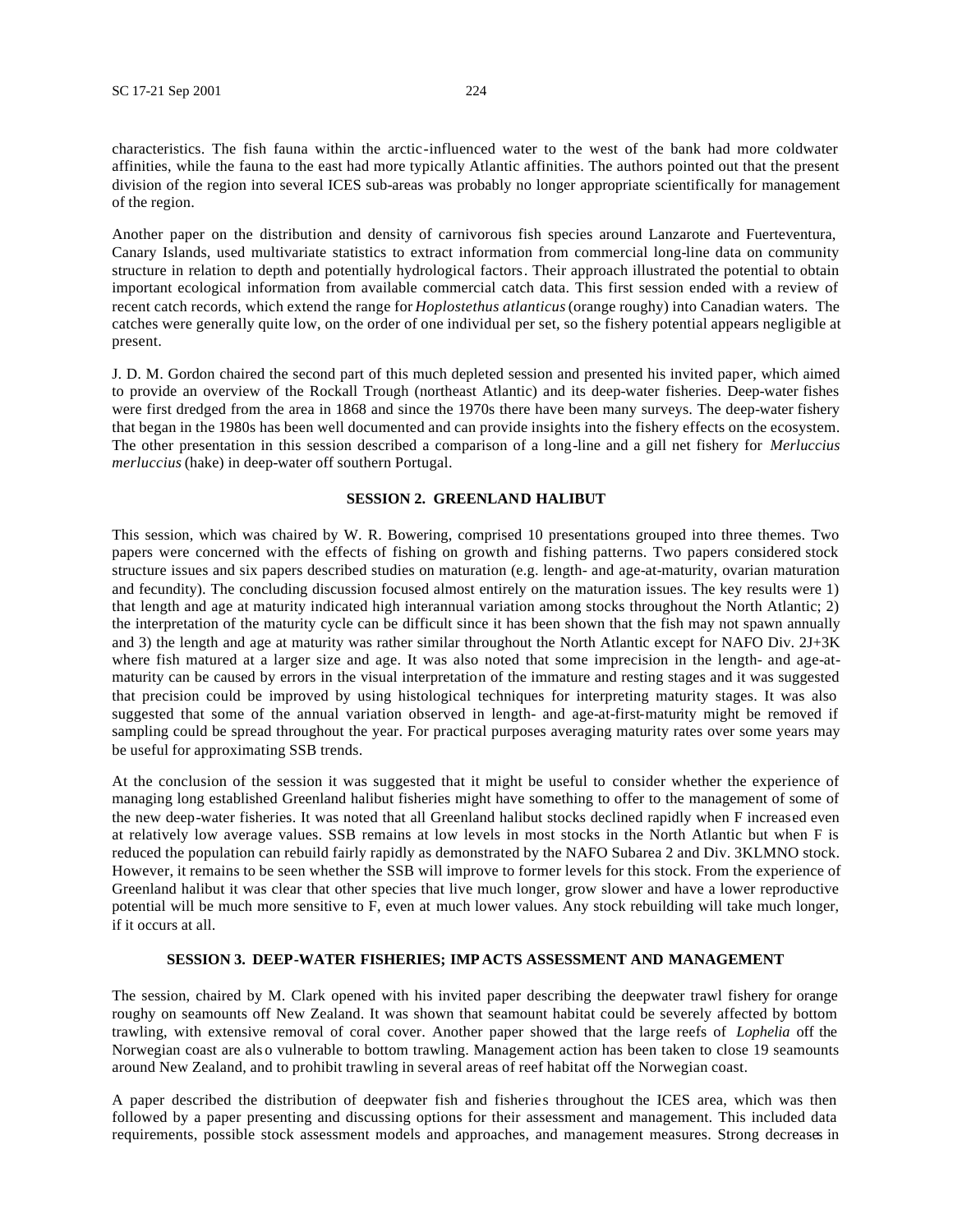characteristics. The fish fauna within the arctic-influenced water to the west of the bank had more coldwater affinities, while the fauna to the east had more typically Atlantic affinities. The authors pointed out that the present division of the region into several ICES sub-areas was probably no longer appropriate scientifically for management of the region.

Another paper on the distribution and density of carnivorous fish species around Lanzarote and Fuerteventura, Canary Islands, used multivariate statistics to extract information from commercial long-line data on community structure in relation to depth and potentially hydrological factors. Their approach illustrated the potential to obtain important ecological information from available commercial catch data. This first session ended with a review of recent catch records, which extend the range for *Hoplostethus atlanticus* (orange roughy) into Canadian waters. The catches were generally quite low, on the order of one individual per set, so the fishery potential appears negligible at present.

J. D. M. Gordon chaired the second part of this much depleted session and presented his invited paper, which aimed to provide an overview of the Rockall Trough (northeast Atlantic) and its deep-water fisheries. Deep-water fishes were first dredged from the area in 1868 and since the 1970s there have been many surveys. The deep-water fishery that began in the 1980s has been well documented and can provide insights into the fishery effects on the ecosystem. The other presentation in this session described a comparison of a long-line and a gill net fishery for *Merluccius merluccius* (hake) in deep-water off southern Portugal.

## SESSION 2. GREENLAND HALIBUT

This session, which was chaired by W. R. Bowering, comprised 10 presentations grouped into three themes. Two papers were concerned with the effects of fishing on growth and fishing patterns. Two papers considered stock structure issues and six papers described studies on maturation (e.g. length- and age-at-maturity, ovarian maturation and fecundity). The concluding discussion focused almost entirely on the maturation issues. The key results were 1) that length and age at maturity indicated high interannual variation among stocks throughout the North Atlantic; 2) the interpretation of the maturity cycle can be difficult since it has been shown that the fish may not spawn annually and 3) the length and age at maturity was rather similar throughout the North Atlantic except for NAFO Div. 2J+3K where fish matured at a larger size and age. It was also noted that some imprecision in the length- and age-at-maturity can be caused by errors in the visual interpretation of the immature and resting stages and it was suggested that precision could be improved by using histological techniques for interpreting maturity stages. It was also suggested that some of the annual variation observed in length- and age-at-first-maturity might be removed if sampling could be spread throughout the year. For practical purposes averaging maturity rates over some years may be useful for approximating SSB trends.

At the conclusion of the session it was suggested that it might be useful to consider whether the experience of managing long established Greenland halibut fisheries might have something to offer to the management of some of the new deep-water fisheries. It was noted that all Greenland halibut stocks declined rapidly when F increased even at relatively low average values. SSB remains at low levels in most stocks in the North Atlantic but when F is reduced the population can rebuild fairly rapidly as demonstrated by the NAFO Subarea 2 and Div. 3KLMNO stock. However, it remains to be seen whether the SSB will improve to former levels for this stock. From the experience of Greenland halibut it was clear that other species that live much longer, grow slower and have a lower reproductive potential will be much more sensitive to F, even at much lower values. Any stock rebuilding will take much longer, if it occurs at all.

## SESSION 3. DEEP-WATER FISHERIES; IMPACTS ASSESSMENT AND MANAGEMENT

The session, chaired by M. Clark opened with his invited paper describing the deepwater trawl fishery for orange roughy on seamounts off New Zealand. It was shown that seamount habitat could be severely affected by bottom trawling, with extensive removal of coral cover. Another paper showed that the large reefs of *Lophelia* off the Norwegian coast are also vulnerable to bottom trawling. Management action has been taken to close 19 seamounts around New Zealand, and to prohibit trawling in several areas of reef habitat off the Norwegian coast.

A paper described the distribution of deepwater fish and fisheries throughout the ICES area, which was then followed by a paper presenting and discussing options for their assessment and management. This included data requirements, possible stock assessment models and approaches, and management measures. Strong decreases in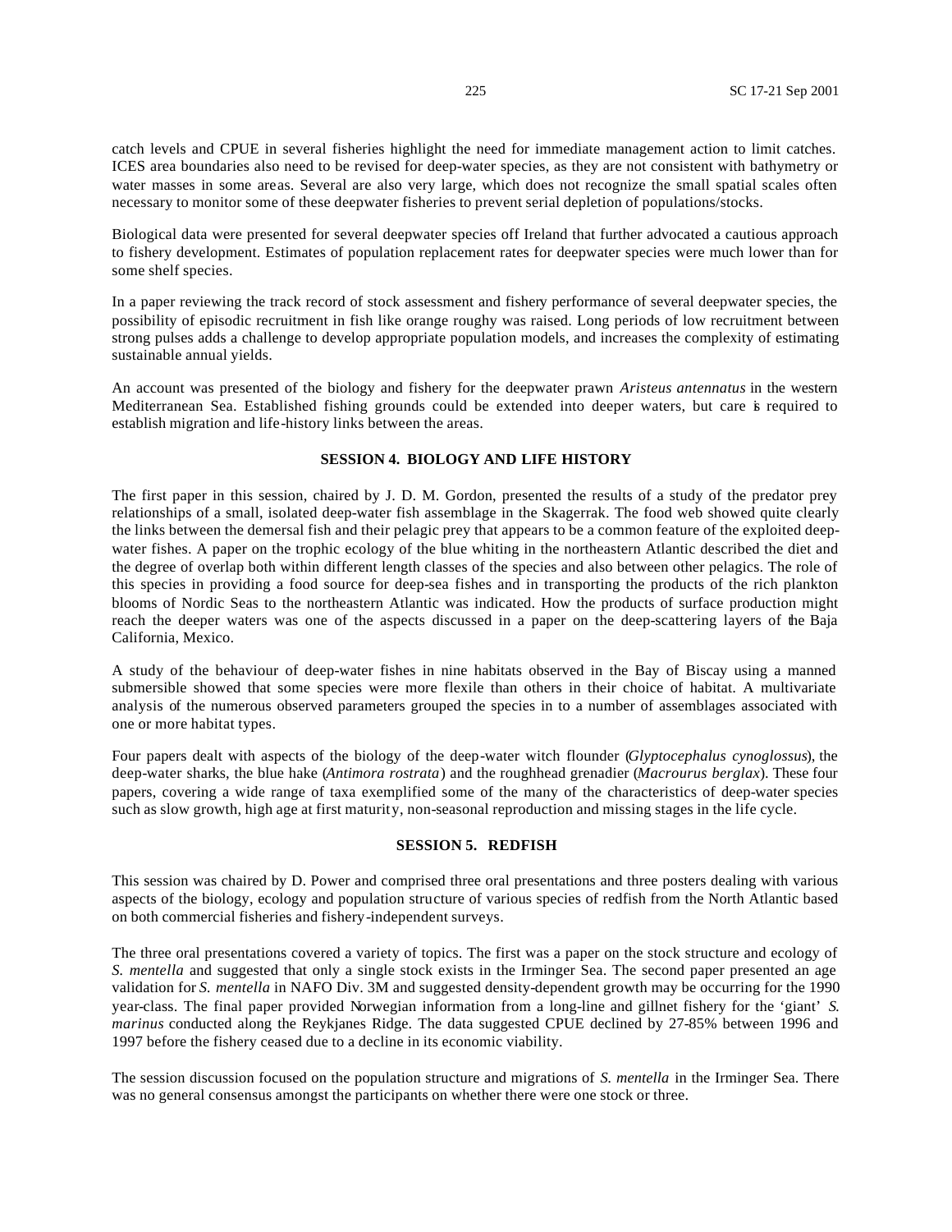catch levels and CPUE in several fisheries highlight the need for immediate management action to limit catches. ICES area boundaries also need to be revised for deep-water species, as they are not consistent with bathymetry or water masses in some areas. Several are also very large, which does not recognize the small spatial scales often necessary to monitor some of these deepwater fisheries to prevent serial depletion of populations/stocks.

Biological data were presented for several deepwater species off Ireland that further advocated a cautious approach to fishery development. Estimates of population replacement rates for deepwater species were much lower than for some shelf species.

In a paper reviewing the track record of stock assessment and fishery performance of several deepwater species, the possibility of episodic recruitment in fish like orange roughy was raised. Long periods of low recruitment between strong pulses adds a challenge to develop appropriate population models, and increases the complexity of estimating sustainable annual yields.

An account was presented of the biology and fishery for the deepwater prawn *Aristeus antennatus* in the western Mediterranean Sea. Established fishing grounds could be extended into deeper waters, but care is required to establish migration and life-history links between the areas.

## SESSION 4. BIOLOGY AND LIFE HISTORY

The first paper in this session, chaired by J. D. M. Gordon, presented the results of a study of the predator prey relationships of a small, isolated deep-water fish assemblage in the Skagerrak. The food web showed quite clearly the links between the demersal fish and their pelagic prey that appears to be a common feature of the exploited deep-water fishes. A paper on the trophic ecology of the blue whiting in the northeastern Atlantic described the diet and the degree of overlap both within different length classes of the species and also between other pelagics. The role of this species in providing a food source for deep-sea fishes and in transporting the products of the rich plankton blooms of Nordic Seas to the northeastern Atlantic was indicated. How the products of surface production might reach the deeper waters was one of the aspects discussed in a paper on the deep-scattering layers of the Baja California, Mexico.

A study of the behaviour of deep-water fishes in nine habitats observed in the Bay of Biscay using a manned submersible showed that some species were more flexile than others in their choice of habitat. A multivariate analysis of the numerous observed parameters grouped the species in to a number of assemblages associated with one or more habitat types.

Four papers dealt with aspects of the biology of the deep-water witch flounder (*Glyptocephalus cynoglossus*), the deep-water sharks, the blue hake (*Antimora rostrata*) and the roughhead grenadier (*Macrourus berglax*). These four papers, covering a wide range of taxa exemplified some of the many of the characteristics of deep-water species such as slow growth, high age at first maturity, non-seasonal reproduction and missing stages in the life cycle.

## SESSION 5. REDFISH

This session was chaired by D. Power and comprised three oral presentations and three posters dealing with various aspects of the biology, ecology and population structure of various species of redfish from the North Atlantic based on both commercial fisheries and fishery-independent surveys.

The three oral presentations covered a variety of topics. The first was a paper on the stock structure and ecology of *S. mentella* and suggested that only a single stock exists in the Irminger Sea. The second paper presented an age validation for *S. mentella* in NAFO Div. 3M and suggested density-dependent growth may be occurring for the 1990 year-class. The final paper provided Norwegian information from a long-line and gillnet fishery for the 'giant' *S. marinus* conducted along the Reykjanes Ridge. The data suggested CPUE declined by 27-85% between 1996 and 1997 before the fishery ceased due to a decline in its economic viability.

The session discussion focused on the population structure and migrations of *S. mentella* in the Irminger Sea. There was no general consensus amongst the participants on whether there were one stock or three.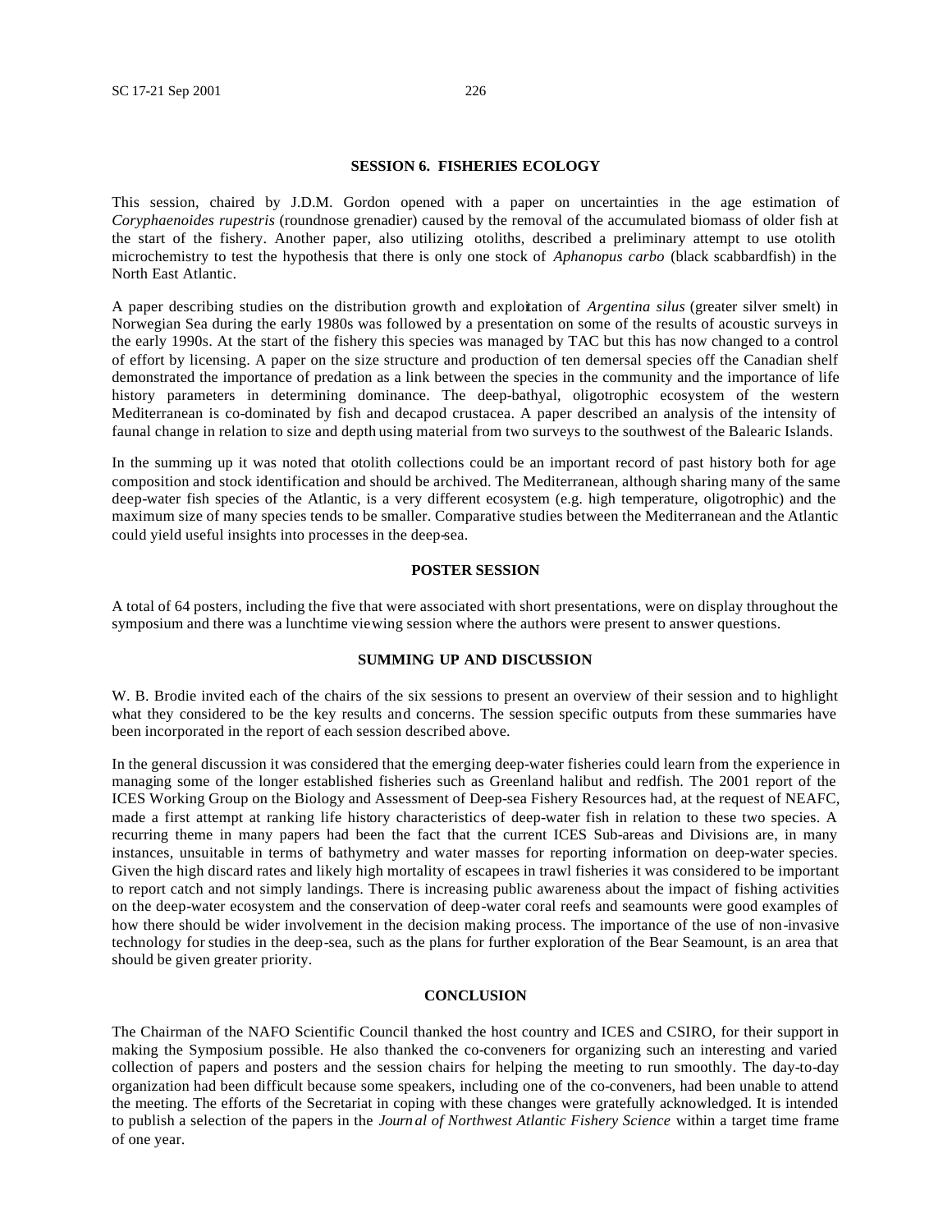## SESSION 6. FISHERIES ECOLOGY

This session, chaired by J.D.M. Gordon opened with a paper on uncertainties in the age estimation of *Coryphaenoides rupestris* (roundnose grenadier) caused by the removal of the accumulated biomass of older fish at the start of the fishery. Another paper, also utilizing otoliths, described a preliminary attempt to use otolith microchemistry to test the hypothesis that there is only one stock of *Aphanopus carbo* (black scabbardfish) in the North East Atlantic.

A paper describing studies on the distribution growth and exploitation of *Argentina silus* (greater silver smelt) in Norwegian Sea during the early 1980s was followed by a presentation on some of the results of acoustic surveys in the early 1990s. At the start of the fishery this species was managed by TAC but this has now changed to a control of effort by licensing. A paper on the size structure and production of ten demersal species off the Canadian shelf demonstrated the importance of predation as a link between the species in the community and the importance of life history parameters in determining dominance. The deep-bathyal, oligotrophic ecosystem of the western Mediterranean is co-dominated by fish and decapod crustacea. A paper described an analysis of the intensity of faunal change in relation to size and depth using material from two surveys to the southwest of the Balearic Islands.

In the summing up it was noted that otolith collections could be an important record of past history both for age composition and stock identification and should be archived. The Mediterranean, although sharing many of the same deep-water fish species of the Atlantic, is a very different ecosystem (e.g. high temperature, oligotrophic) and the maximum size of many species tends to be smaller. Comparative studies between the Mediterranean and the Atlantic could yield useful insights into processes in the deep-sea.

## POSTER SESSION

A total of 64 posters, including the five that were associated with short presentations, were on display throughout the symposium and there was a lunchtime viewing session where the authors were present to answer questions.

## SUMMING UP AND DISCUSSION

W. B. Brodie invited each of the chairs of the six sessions to present an overview of their session and to highlight what they considered to be the key results and concerns. The session specific outputs from these summaries have been incorporated in the report of each session described above.

In the general discussion it was considered that the emerging deep-water fisheries could learn from the experience in managing some of the longer established fisheries such as Greenland halibut and redfish. The 2001 report of the ICES Working Group on the Biology and Assessment of Deep-sea Fishery Resources had, at the request of NEAFC, made a first attempt at ranking life history characteristics of deep-water fish in relation to these two species. A recurring theme in many papers had been the fact that the current ICES Sub-areas and Divisions are, in many instances, unsuitable in terms of bathymetry and water masses for reporting information on deep-water species. Given the high discard rates and likely high mortality of escapees in trawl fisheries it was considered to be important to report catch and not simply landings. There is increasing public awareness about the impact of fishing activities on the deep-water ecosystem and the conservation of deep-water coral reefs and seamounts were good examples of how there should be wider involvement in the decision making process. The importance of the use of non-invasive technology for studies in the deep-sea, such as the plans for further exploration of the Bear Seamount, is an area that should be given greater priority.

## CONCLUSION

The Chairman of the NAFO Scientific Council thanked the host country and ICES and CSIRO, for their support in making the Symposium possible. He also thanked the co-conveners for organizing such an interesting and varied collection of papers and posters and the session chairs for helping the meeting to run smoothly. The day-to-day organization had been difficult because some speakers, including one of the co-conveners, had been unable to attend the meeting. The efforts of the Secretariat in coping with these changes were gratefully acknowledged. It is intended to publish a selection of the papers in the *Journal of Northwest Atlantic Fishery Science* within a target time frame of one year.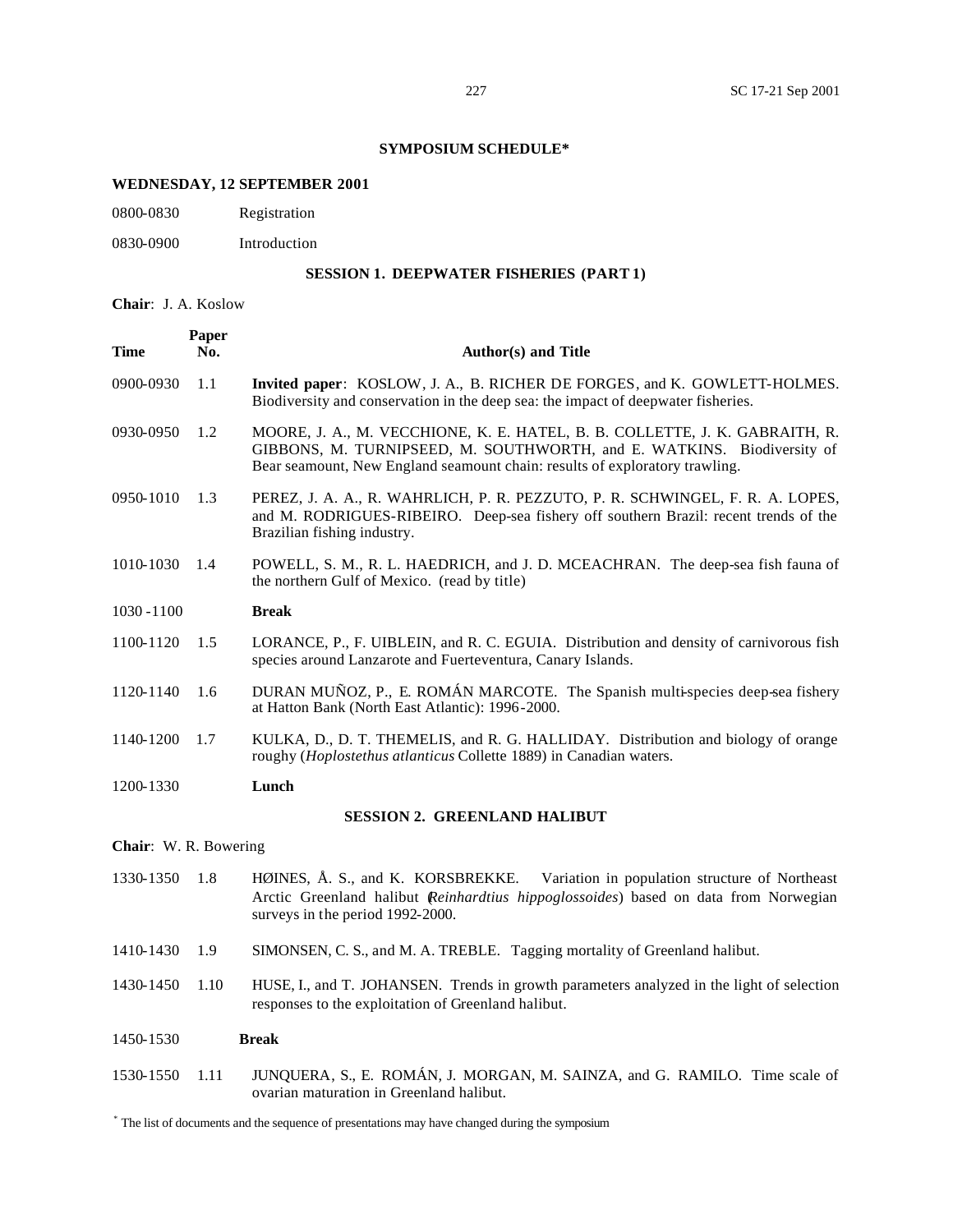## SYMPOSIUM SCHEDULE*

### WEDNESDAY, 12 SEPTEMBER 2001

| | |
|---|---|
| 0800-0830 | Registration |
| 0830-0900 | Introduction |

### SESSION 1. DEEPWATER FISHERIES (PART 1)

**Chair**: J. A. Koslow

| Time | Paper No. | Author(s) and Title |
|---|---|---|
| 0900-0930 | 1.1 | **Invited paper**: KOSLOW, J. A., B. RICHER DE FORGES, and K. GOWLETT-HOLMES. Biodiversity and conservation in the deep sea: the impact of deepwater fisheries. |
| 0930-0950 | 1.2 | MOORE, J. A., M. VECCHIONE, K. E. HATEL, B. B. COLLETTE, J. K. GABRAITH, R. GIBBONS, M. TURNIPSEED, M. SOUTHWORTH, and E. WATKINS. Biodiversity of Bear seamount, New England seamount chain: results of exploratory trawling. |
| 0950-1010 | 1.3 | PEREZ, J. A. A., R. WAHRLICH, P. R. PEZZUTO, P. R. SCHWINGEL, F. R. A. LOPES, and M. RODRIGUES-RIBEIRO. Deep-sea fishery off southern Brazil: recent trends of the Brazilian fishing industry. |
| 1010-1030 | 1.4 | POWELL, S. M., R. L. HAEDRICH, and J. D. MCEACHRAN. The deep-sea fish fauna of the northern Gulf of Mexico. (read by title) |
| 1030 -1100 | | **Break** |
| 1100-1120 | 1.5 | LORANCE, P., F. UIBLEIN, and R. C. EGUIA. Distribution and density of carnivorous fish species around Lanzarote and Fuerteventura, Canary Islands. |
| 1120-1140 | 1.6 | DURAN MUÑOZ, P., E. ROMÁN MARCOTE. The Spanish multi-species deep-sea fishery at Hatton Bank (North East Atlantic): 1996-2000. |
| 1140-1200 | 1.7 | KULKA, D., D. T. THEMELIS, and R. G. HALLIDAY. Distribution and biology of orange roughy (*Hoplostethus atlanticus* Collette 1889) in Canadian waters. |
| 1200-1330 | | **Lunch** |

### SESSION 2. GREENLAND HALIBUT

**Chair**: W. R. Bowering

| Time | Paper No. | Author(s) and Title |
|---|---|---|
| 1330-1350 | 1.8 | HØINES, Å. S., and K. KORSBREKKE. Variation in population structure of Northeast Arctic Greenland halibut (*Reinhardtius hippoglossoides*) based on data from Norwegian surveys in the period 1992-2000. |
| 1410-1430 | 1.9 | SIMONSEN, C. S., and M. A. TREBLE. Tagging mortality of Greenland halibut. |
| 1430-1450 | 1.10 | HUSE, I., and T. JOHANSEN. Trends in growth parameters analyzed in the light of selection responses to the exploitation of Greenland halibut. |
| 1450-1530 | | **Break** |
| 1530-1550 | 1.11 | JUNQUERA, S., E. ROMÁN, J. MORGAN, M. SAINZA, and G. RAMILO. Time scale of ovarian maturation in Greenland halibut. |

* The list of documents and the sequence of presentations may have changed during the symposium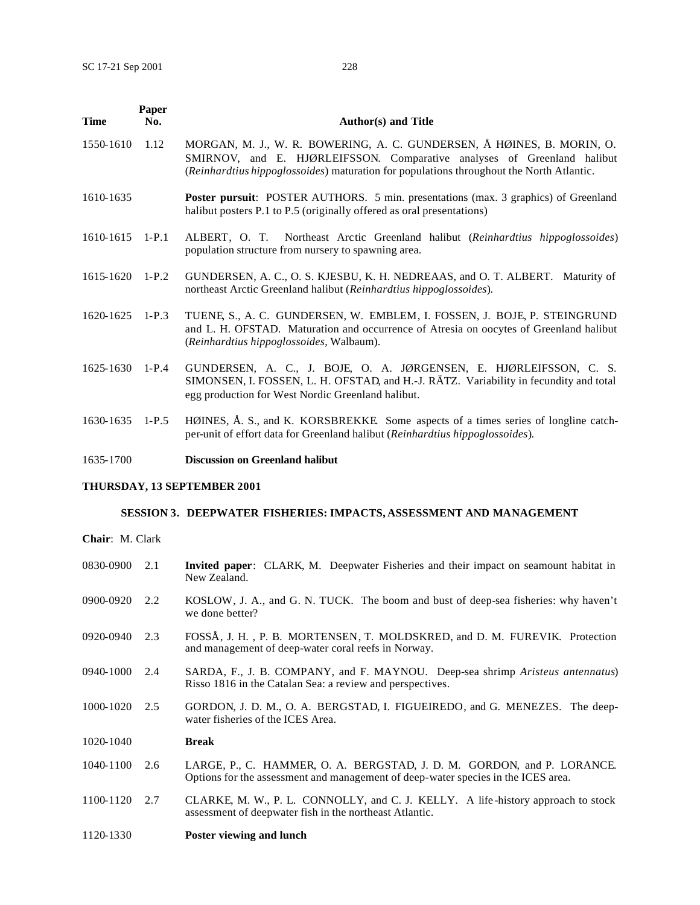| Time | Paper No. | Author(s) and Title |
|---|---|---|
| 1550-1610 | 1.12 | MORGAN, M. J., W. R. BOWERING, A. C. GUNDERSEN, Å HØINES, B. MORIN, O. SMIRNOV, and E. HJØRLEIFSSON. Comparative analyses of Greenland halibut (*Reinhardtius hippoglossoides*) maturation for populations throughout the North Atlantic. |
| 1610-1635 | | **Poster pursuit**: POSTER AUTHORS. 5 min. presentations (max. 3 graphics) of Greenland halibut posters P.1 to P.5 (originally offered as oral presentations) |
| 1610-1615 | 1-P.1 | ALBERT, O. T. Northeast Arctic Greenland halibut (*Reinhardtius hippoglossoides*) population structure from nursery to spawning area. |
| 1615-1620 | 1-P.2 | GUNDERSEN, A. C., O. S. KJESBU, K. H. NEDREAAS, and O. T. ALBERT. Maturity of northeast Arctic Greenland halibut (*Reinhardtius hippoglossoides*). |
| 1620-1625 | 1-P.3 | TUENE, S., A. C. GUNDERSEN, W. EMBLEM, I. FOSSEN, J. BOJE, P. STEINGRUND and L. H. OFSTAD. Maturation and occurrence of Atresia on oocytes of Greenland halibut (*Reinhardtius hippoglossoides*, Walbaum). |
| 1625-1630 | 1-P.4 | GUNDERSEN, A. C., J. BOJE, O. A. JØRGENSEN, E. HJØRLEIFSSON, C. S. SIMONSEN, I. FOSSEN, L. H. OFSTAD, and H.-J. RÄTZ. Variability in fecundity and total egg production for West Nordic Greenland halibut. |
| 1630-1635 | 1-P.5 | HØINES, Å. S., and K. KORSBREKKE. Some aspects of a times series of longline catch-per-unit of effort data for Greenland halibut (*Reinhardtius hippoglossoides*). |
| 1635-1700 | | **Discussion on Greenland halibut** |

**THURSDAY, 13 SEPTEMBER 2001**

**SESSION 3. DEEPWATER FISHERIES: IMPACTS, ASSESSMENT AND MANAGEMENT**

**Chair**: M. Clark

| Time | Paper No. | Author(s) and Title |
|---|---|---|
| 0830-0900 | 2.1 | **Invited paper**: CLARK, M. Deepwater Fisheries and their impact on seamount habitat in New Zealand. |
| 0900-0920 | 2.2 | KOSLOW, J. A., and G. N. TUCK. The boom and bust of deep-sea fisheries: why haven't we done better? |
| 0920-0940 | 2.3 | FOSSÅ, J. H. , P. B. MORTENSEN, T. MOLDSKRED, and D. M. FUREVIK. Protection and management of deep-water coral reefs in Norway. |
| 0940-1000 | 2.4 | SARDA, F., J. B. COMPANY, and F. MAYNOU. Deep-sea shrimp *Aristeus antennatus*) Risso 1816 in the Catalan Sea: a review and perspectives. |
| 1000-1020 | 2.5 | GORDON, J. D. M., O. A. BERGSTAD, I. FIGUEIREDO, and G. MENEZES. The deep-water fisheries of the ICES Area. |
| 1020-1040 | | **Break** |
| 1040-1100 | 2.6 | LARGE, P., C. HAMMER, O. A. BERGSTAD, J. D. M. GORDON, and P. LORANCE. Options for the assessment and management of deep-water species in the ICES area. |
| 1100-1120 | 2.7 | CLARKE, M. W., P. L. CONNOLLY, and C. J. KELLY. A life-history approach to stock assessment of deepwater fish in the northeast Atlantic. |
| 1120-1330 | | **Poster viewing and lunch** |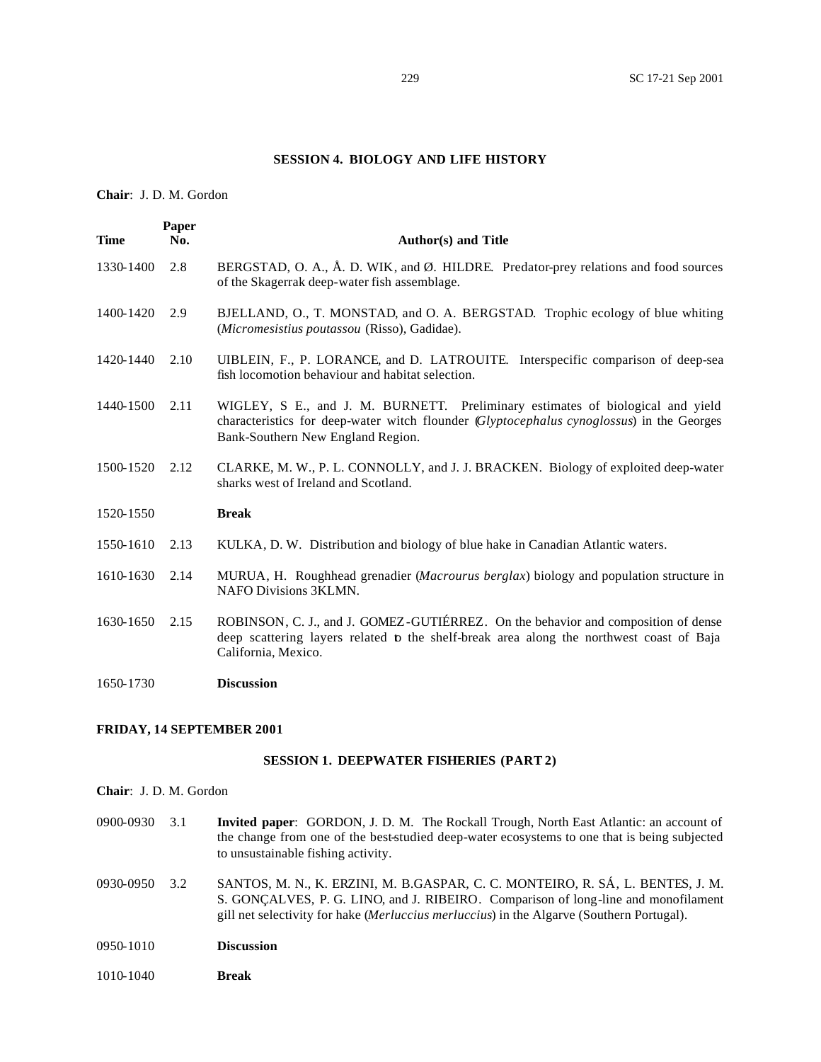### SESSION 4. BIOLOGY AND LIFE HISTORY

**Chair**: J. D. M. Gordon

| Time | Paper No. | Author(s) and Title |
|---|---|---|
| 1330-1400 | 2.8 | BERGSTAD, O. A., Å. D. WIK, and Ø. HILDRE. Predator-prey relations and food sources of the Skagerrak deep-water fish assemblage. |
| 1400-1420 | 2.9 | BJELLAND, O., T. MONSTAD, and O. A. BERGSTAD. Trophic ecology of blue whiting (*Micromesistius poutassou* (Risso), Gadidae). |
| 1420-1440 | 2.10 | UIBLEIN, F., P. LORANCE, and D. LATROUITE. Interspecific comparison of deep-sea fish locomotion behaviour and habitat selection. |
| 1440-1500 | 2.11 | WIGLEY, S E., and J. M. BURNETT. Preliminary estimates of biological and yield characteristics for deep-water witch flounder (*Glyptocephalus cynoglossus*) in the Georges Bank-Southern New England Region. |
| 1500-1520 | 2.12 | CLARKE, M. W., P. L. CONNOLLY, and J. J. BRACKEN. Biology of exploited deep-water sharks west of Ireland and Scotland. |
| 1520-1550 | | **Break** |
| 1550-1610 | 2.13 | KULKA, D. W. Distribution and biology of blue hake in Canadian Atlantic waters. |
| 1610-1630 | 2.14 | MURUA, H. Roughhead grenadier (*Macrourus berglax*) biology and population structure in NAFO Divisions 3KLMN. |
| 1630-1650 | 2.15 | ROBINSON, C. J., and J. GOMEZ-GUTIÉRREZ. On the behavior and composition of dense deep scattering layers related to the shelf-break area along the northwest coast of Baja California, Mexico. |
| 1650-1730 | | **Discussion** |

**FRIDAY, 14 SEPTEMBER 2001**

### SESSION 1. DEEPWATER FISHERIES (PART 2)

**Chair**: J. D. M. Gordon

| Time | Paper No. | Author(s) and Title |
|---|---|---|
| 0900-0930 | 3.1 | **Invited paper**: GORDON, J. D. M. The Rockall Trough, North East Atlantic: an account of the change from one of the best-studied deep-water ecosystems to one that is being subjected to unsustainable fishing activity. |
| 0930-0950 | 3.2 | SANTOS, M. N., K. ERZINI, M. B.GASPAR, C. C. MONTEIRO, R. SÁ, L. BENTES, J. M. S. GONÇALVES, P. G. LINO, and J. RIBEIRO. Comparison of long-line and monofilament gill net selectivity for hake (*Merluccius merluccius*) in the Algarve (Southern Portugal). |
| 0950-1010 | | **Discussion** |
| 1010-1040 | | **Break** |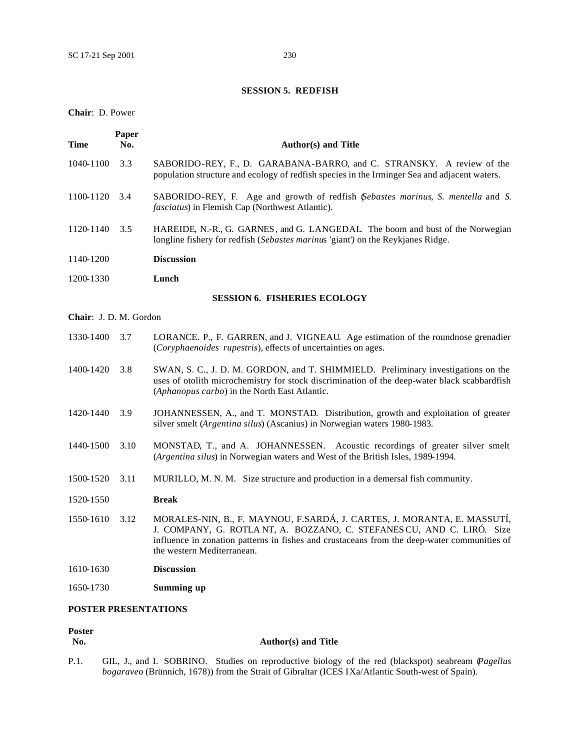## SESSION 5. REDFISH

**Chair**: D. Power

| Time | Paper No. | Author(s) and Title |
|---|---|---|
| 1040-1100 | 3.3 | SABORIDO-REY, F., D. GARABANA-BARRO, and C. STRANSKY. A review of the population structure and ecology of redfish species in the Irminger Sea and adjacent waters. |
| 1100-1120 | 3.4 | SABORIDO-REY, F. Age and growth of redfish (*Sebastes marinus*, *S. mentella* and *S. fasciatus*) in Flemish Cap (Northwest Atlantic). |
| 1120-1140 | 3.5 | HAREIDE, N.-R., G. GARNES, and G. LANGEDAL. The boom and bust of the Norwegian longline fishery for redfish (*Sebastes marinus* 'giant') on the Reykjanes Ridge. |
| 1140-1200 | | **Discussion** |
| 1200-1330 | | **Lunch** |

## SESSION 6. FISHERIES ECOLOGY

**Chair**: J. D. M. Gordon

| Time | Paper No. | Author(s) and Title |
|---|---|---|
| 1330-1400 | 3.7 | LORANCE. P., F. GARREN, and J. VIGNEAU. Age estimation of the roundnose grenadier (*Coryphaenoides rupestris*), effects of uncertainties on ages. |
| 1400-1420 | 3.8 | SWAN, S. C., J. D. M. GORDON, and T. SHIMMIELD. Preliminary investigations on the uses of otolith microchemistry for stock discrimination of the deep-water black scabbardfish (*Aphanopus carbo*) in the North East Atlantic. |
| 1420-1440 | 3.9 | JOHANNESSEN, A., and T. MONSTAD. Distribution, growth and exploitation of greater silver smelt (*Argentina silus*) (Ascanius) in Norwegian waters 1980-1983. |
| 1440-1500 | 3.10 | MONSTAD, T., and A. JOHANNESSEN. Acoustic recordings of greater silver smelt (*Argentina silus*) in Norwegian waters and West of the British Isles, 1989-1994. |
| 1500-1520 | 3.11 | MURILLO, M. N. M. Size structure and production in a demersal fish community. |
| 1520-1550 | | **Break** |
| 1550-1610 | 3.12 | MORALES-NIN, B., F. MAYNOU, F.SARDÁ, J. CARTES, J. MORANTA, E. MASSUTÍ, J. COMPANY, G. ROTLANT, A. BOZZANO, C. STEFANESCU, AND C. LIRÓ. Size influence in zonation patterns in fishes and crustaceans from the deep-water communities of the western Mediterranean. |
| 1610-1630 | | **Discussion** |
| 1650-1730 | | **Summing up** |

**POSTER PRESENTATIONS**

| Poster No. | Author(s) and Title |
|---|---|
| P.1. | GIL, J., and I. SOBRINO. Studies on reproductive biology of the red (blackspot) seabream (*Pagellus bogaraveo* (Brünnich, 1678)) from the Strait of Gibraltar (ICES IXa/Atlantic South-west of Spain). |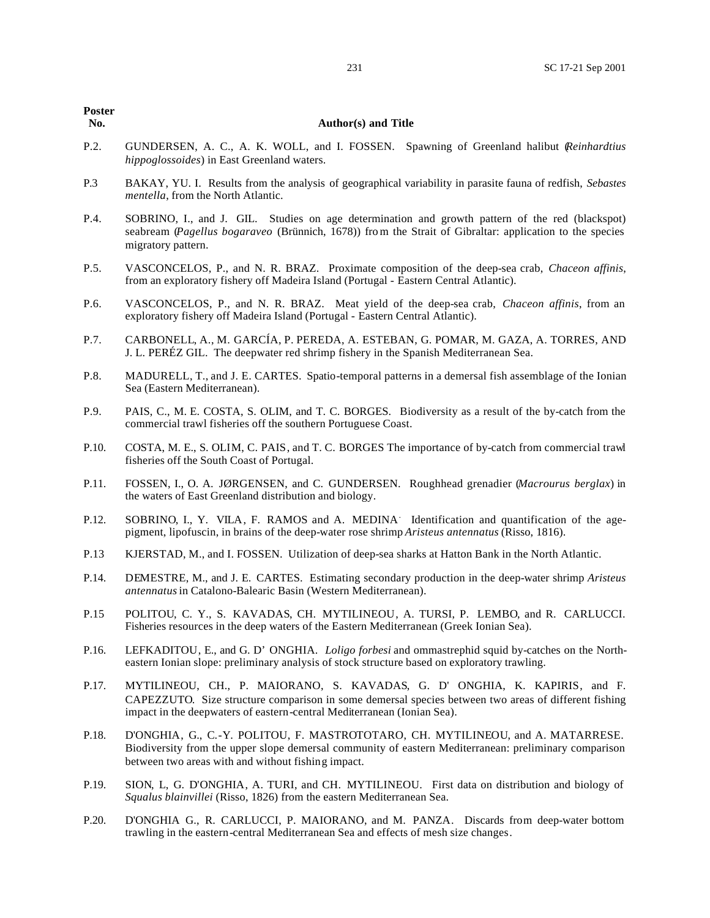| Poster No. | Author(s) and Title |
|---|---|
| P.2. | GUNDERSEN, A. C., A. K. WOLL, and I. FOSSEN. Spawning of Greenland halibut (*Reinhardtius hippoglossoides*) in East Greenland waters. |
| P.3 | BAKAY, YU. I. Results from the analysis of geographical variability in parasite fauna of redfish, *Sebastes mentella*, from the North Atlantic. |
| P.4. | SOBRINO, I., and J. GIL. Studies on age determination and growth pattern of the red (blackspot) seabream (*Pagellus bogaraveo* (Brünnich, 1678)) from the Strait of Gibraltar: application to the species migratory pattern. |
| P.5. | VASCONCELOS, P., and N. R. BRAZ. Proximate composition of the deep-sea crab, *Chaceon affinis*, from an exploratory fishery off Madeira Island (Portugal - Eastern Central Atlantic). |
| P.6. | VASCONCELOS, P., and N. R. BRAZ. Meat yield of the deep-sea crab, *Chaceon affinis*, from an exploratory fishery off Madeira Island (Portugal - Eastern Central Atlantic). |
| P.7. | CARBONELL, A., M. GARCÍA, P. PEREDA, A. ESTEBAN, G. POMAR, M. GAZA, A. TORRES, AND J. L. PERÉZ GIL. The deepwater red shrimp fishery in the Spanish Mediterranean Sea. |
| P.8. | MADURELL, T., and J. E. CARTES. Spatio-temporal patterns in a demersal fish assemblage of the Ionian Sea (Eastern Mediterranean). |
| P.9. | PAIS, C., M. E. COSTA, S. OLIM, and T. C. BORGES. Biodiversity as a result of the by-catch from the commercial trawl fisheries off the southern Portuguese Coast. |
| P.10. | COSTA, M. E., S. OLIM, C. PAIS, and T. C. BORGES The importance of by-catch from commercial trawl fisheries off the South Coast of Portugal. |
| P.11. | FOSSEN, I., O. A. JØRGENSEN, and C. GUNDERSEN. Roughhead grenadier (*Macrourus berglax*) in the waters of East Greenland distribution and biology. |
| P.12. | SOBRINO, I., Y. VILA, F. RAMOS and A. MEDINA. Identification and quantification of the age-pigment, lipofuscin, in brains of the deep-water rose shrimp *Aristeus antennatus* (Risso, 1816). |
| P.13 | KJERSTAD, M., and I. FOSSEN. Utilization of deep-sea sharks at Hatton Bank in the North Atlantic. |
| P.14. | DEMESTRE, M., and J. E. CARTES. Estimating secondary production in the deep-water shrimp *Aristeus antennatus* in Catalono-Balearic Basin (Western Mediterranean). |
| P.15 | POLITOU, C. Y., S. KAVADAS, CH. MYTILINEOU, A. TURSI, P. LEMBO, and R. CARLUCCI. Fisheries resources in the deep waters of the Eastern Mediterranean (Greek Ionian Sea). |
| P.16. | LEFKADITOU, E., and G. D' ONGHIA. *Loligo forbesi* and ommastrephid squid by-catches on the North-eastern Ionian slope: preliminary analysis of stock structure based on exploratory trawling. |
| P.17. | MYTILINEOU, CH., P. MAIORANO, S. KAVADAS, G. D' ONGHIA, K. KAPIRIS, and F. CAPEZZUTO. Size structure comparison in some demersal species between two areas of different fishing impact in the deepwaters of eastern-central Mediterranean (Ionian Sea). |
| P.18. | D'ONGHIA, G., C.-Y. POLITOU, F. MASTROTOTARO, CH. MYTILINEOU, and A. MATARRESE. Biodiversity from the upper slope demersal community of eastern Mediterranean: preliminary comparison between two areas with and without fishing impact. |
| P.19. | SION, L, G. D'ONGHIA, A. TURI, and CH. MYTILINEOU. First data on distribution and biology of *Squalus blainvillei* (Risso, 1826) from the eastern Mediterranean Sea. |
| P.20. | D'ONGHIA G., R. CARLUCCI, P. MAIORANO, and M. PANZA. Discards from deep-water bottom trawling in the eastern-central Mediterranean Sea and effects of mesh size changes. |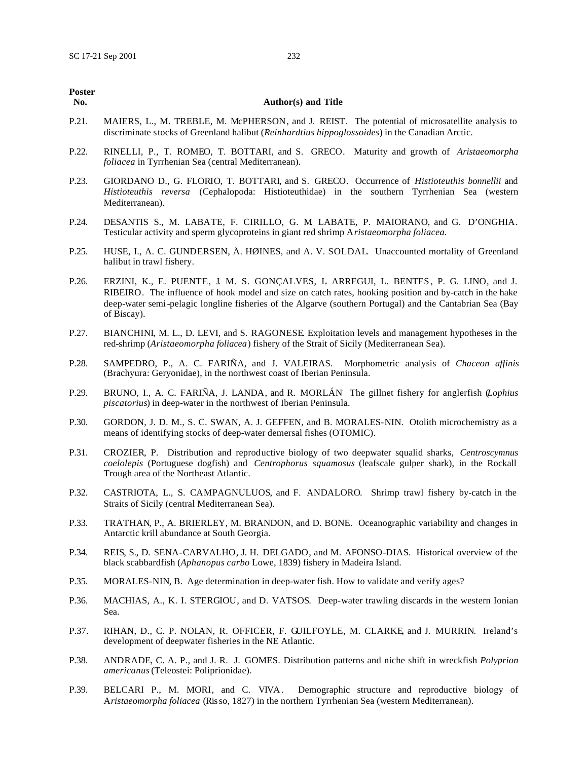| Poster No. | Author(s) and Title |
|---|---|
| P.21. | MAIERS, L., M. TREBLE, M. McPHERSON, and J. REIST. The potential of microsatellite analysis to discriminate stocks of Greenland halibut (*Reinhardtius hippoglossoides*) in the Canadian Arctic. |
| P.22. | RINELLI, P., T. ROMEO, T. BOTTARI, and S. GRECO. Maturity and growth of *Aristaeomorpha foliacea* in Tyrrhenian Sea (central Mediterranean). |
| P.23. | GIORDANO D., G. FLORIO, T. BOTTARI, and S. GRECO. Occurrence of *Histioteuthis bonnellii* and *Histioteuthis reversa* (Cephalopoda: Histioteuthidae) in the southern Tyrrhenian Sea (western Mediterranean). |
| P.24. | DESANTIS S., M. LABATE, F. CIRILLO, G. M. LABATE, P. MAIORANO, and G. D'ONGHIA. Testicular activity and sperm glycoproteins in giant red shrimp *Aristaeomorpha foliacea*. |
| P.25. | HUSE, I., A. C. GUNDERSEN, Å. HØINES, and A. V. SOLDAL. Unaccounted mortality of Greenland halibut in trawl fishery. |
| P.26. | ERZINI, K., E. PUENTE, J. M. S. GONÇALVES, L ARREGUI, L. BENTES, P. G. LINO, and J. RIBEIRO. The influence of hook model and size on catch rates, hooking position and by-catch in the hake deep-water semi-pelagic longline fisheries of the Algarve (southern Portugal) and the Cantabrian Sea (Bay of Biscay). |
| P.27. | BIANCHINI, M. L., D. LEVI, and S. RAGONESE. Exploitation levels and management hypotheses in the red-shrimp (*Aristaeomorpha foliacea*) fishery of the Strait of Sicily (Mediterranean Sea). |
| P.28. | SAMPEDRO, P., A. C. FARIÑA, and J. VALEIRAS. Morphometric analysis of *Chaceon affinis* (Brachyura: Geryonidae), in the northwest coast of Iberian Peninsula. |
| P.29. | BRUNO, I., A. C. FARIÑA, J. LANDA, and R. MORLÁN. The gillnet fishery for anglerfish (*Lophius piscatorius*) in deep-water in the northwest of Iberian Peninsula. |
| P.30. | GORDON, J. D. M., S. C. SWAN, A. J. GEFFEN, and B. MORALES-NIN. Otolith microchemistry as a means of identifying stocks of deep-water demersal fishes (OTOMIC). |
| P.31. | CROZIER, P. Distribution and reproductive biology of two deepwater squalid sharks, *Centroscymnus coelolepis* (Portuguese dogfish) and *Centrophorus squamosus* (leafscale gulper shark), in the Rockall Trough area of the Northeast Atlantic. |
| P.32. | CASTRIOTA, L., S. CAMPAGNULUOS, and F. ANDALORO. Shrimp trawl fishery by-catch in the Straits of Sicily (central Mediterranean Sea). |
| P.33. | TRATHAN, P., A. BRIERLEY, M. BRANDON, and D. BONE. Oceanographic variability and changes in Antarctic krill abundance at South Georgia. |
| P.34. | REIS, S., D. SENA-CARVALHO, J. H. DELGADO, and M. AFONSO-DIAS. Historical overview of the black scabbardfish (*Aphanopus carbo* Lowe, 1839) fishery in Madeira Island. |
| P.35. | MORALES-NIN, B. Age determination in deep-water fish. How to validate and verify ages? |
| P.36. | MACHIAS, A., K. I. STERGIOU, and D. VATSOS. Deep-water trawling discards in the western Ionian Sea. |
| P.37. | RIHAN, D., C. P. NOLAN, R. OFFICER, F. GUILFOYLE, M. CLARKE, and J. MURRIN. Ireland's development of deepwater fisheries in the NE Atlantic. |
| P.38. | ANDRADE, C. A. P., and J. R. J. GOMES. Distribution patterns and niche shift in wreckfish *Polyprion americanus* (Teleostei: Polipriônidae). |
| P.39. | BELCARI P., M. MORI, and C. VIVA. Demographic structure and reproductive biology of *Aristaeomorpha foliacea* (Risso, 1827) in the northern Tyrrhenian Sea (western Mediterranean). |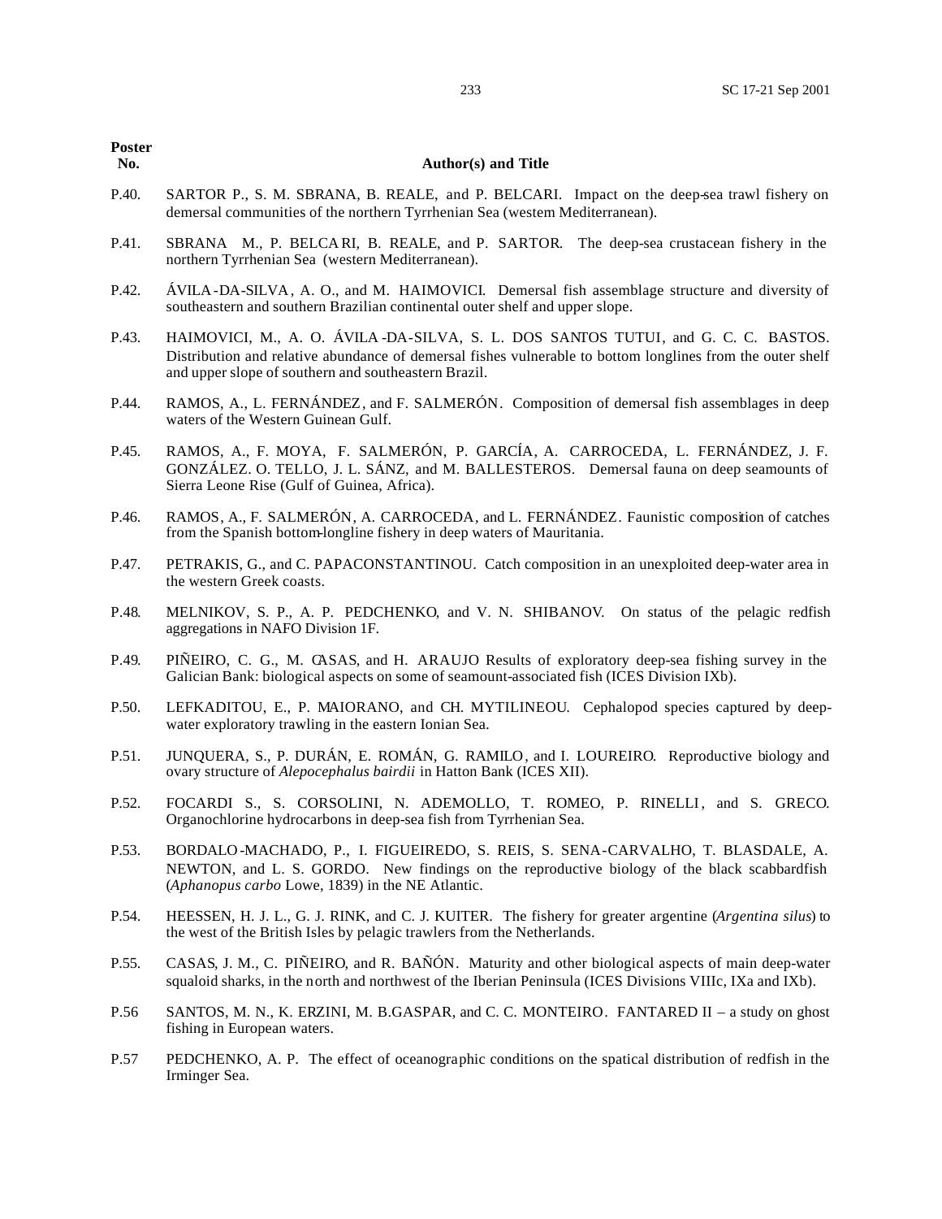| Poster No. | Author(s) and Title |
| --- | --- |
| P.40. | SARTOR P., S. M. SBRANA, B. REALE, and P. BELCARI. Impact on the deep-sea trawl fishery on demersal communities of the northern Tyrrhenian Sea (western Mediterranean). |
| P.41. | SBRANA M., P. BELCARI, B. REALE, and P. SARTOR. The deep-sea crustacean fishery in the northern Tyrrhenian Sea (western Mediterranean). |
| P.42. | ÁVILA-DA-SILVA, A. O., and M. HAIMOVICI. Demersal fish assemblage structure and diversity of southeastern and southern Brazilian continental outer shelf and upper slope. |
| P.43. | HAIMOVICI, M., A. O. ÁVILA-DA-SILVA, S. L. DOS SANTOS TUTUI, and G. C. C. BASTOS. Distribution and relative abundance of demersal fishes vulnerable to bottom longlines from the outer shelf and upper slope of southern and southeastern Brazil. |
| P.44. | RAMOS, A., L. FERNÁNDEZ, and F. SALMERÓN. Composition of demersal fish assemblages in deep waters of the Western Guinean Gulf. |
| P.45. | RAMOS, A., F. MOYA, F. SALMERÓN, P. GARCÍA, A. CARROCEDA, L. FERNÁNDEZ, J. F. GONZÁLEZ. O. TELLO, J. L. SÁNZ, and M. BALLESTEROS. Demersal fauna on deep seamounts of Sierra Leone Rise (Gulf of Guinea, Africa). |
| P.46. | RAMOS, A., F. SALMERÓN, A. CARROCEDA, and L. FERNÁNDEZ. Faunistic composition of catches from the Spanish bottom-longline fishery in deep waters of Mauritania. |
| P.47. | PETRAKIS, G., and C. PAPACONSTANTINOU. Catch composition in an unexploited deep-water area in the western Greek coasts. |
| P.48. | MELNIKOV, S. P., A. P. PEDCHENKO, and V. N. SHIBANOV. On status of the pelagic redfish aggregations in NAFO Division 1F. |
| P.49. | PIÑEIRO, C. G., M. CASAS, and H. ARAUJO Results of exploratory deep-sea fishing survey in the Galician Bank: biological aspects on some of seamount-associated fish (ICES Division IXb). |
| P.50. | LEFKADITOU, E., P. MAIORANO, and CH. MYTILINEOU. Cephalopod species captured by deep-water exploratory trawling in the eastern Ionian Sea. |
| P.51. | JUNQUERA, S., P. DURÁN, E. ROMÁN, G. RAMILO, and I. LOUREIRO. Reproductive biology and ovary structure of *Alepocephalus bairdii* in Hatton Bank (ICES XII). |
| P.52. | FOCARDI S., S. CORSOLINI, N. ADEMOLLO, T. ROMEO, P. RINELLI, and S. GRECO. Organochlorine hydrocarbons in deep-sea fish from Tyrrhenian Sea. |
| P.53. | BORDALO-MACHADO, P., I. FIGUEIREDO, S. REIS, S. SENA-CARVALHO, T. BLASDALE, A. NEWTON, and L. S. GORDO. New findings on the reproductive biology of the black scabbardfish (*Aphanopus carbo* Lowe, 1839) in the NE Atlantic. |
| P.54. | HEESSEN, H. J. L., G. J. RINK, and C. J. KUITER. The fishery for greater argentine (*Argentina silus*) to the west of the British Isles by pelagic trawlers from the Netherlands. |
| P.55. | CASAS, J. M., C. PIÑEIRO, and R. BAÑÓN. Maturity and other biological aspects of main deep-water squaloid sharks, in the north and northwest of the Iberian Peninsula (ICES Divisions VIIIc, IXa and IXb). |
| P.56 | SANTOS, M. N., K. ERZINI, M. B.GASPAR, and C. C. MONTEIRO. FANTARED II – a study on ghost fishing in European waters. |
| P.57 | PEDCHENKO, A. P. The effect of oceanographic conditions on the spatical distribution of redfish in the Irminger Sea. |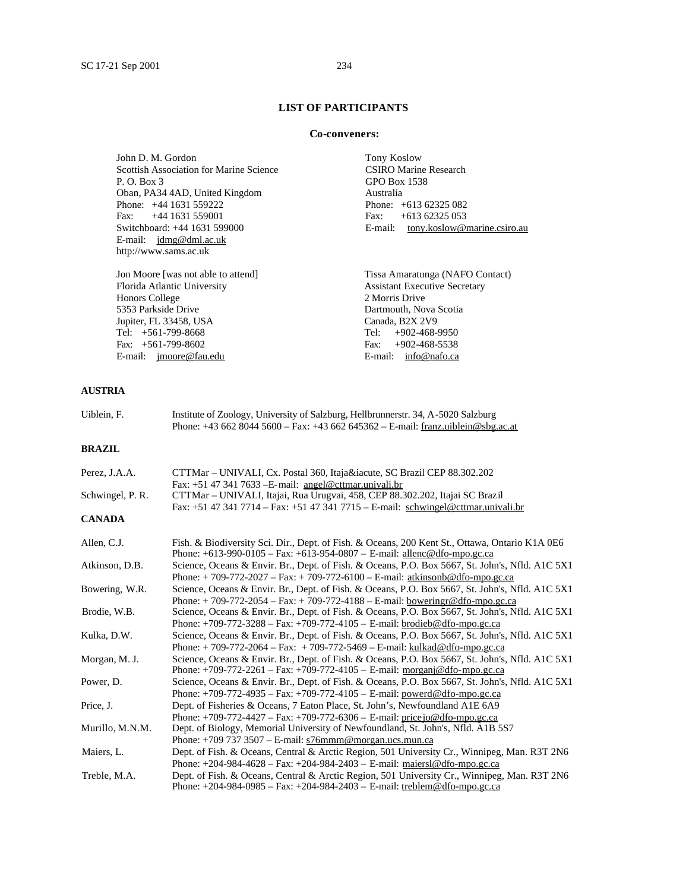## LIST OF PARTICIPANTS

### Co-conveners:

John D. M. Gordon
Scottish Association for Marine Science
P. O. Box 3
Oban, PA34 4AD, United Kingdom
Phone: +44 1631 559222
Fax: +44 1631 559001
Switchboard: +44 1631 599000
E-mail: jdmg@dml.ac.uk
http://www.sams.ac.uk

Tony Koslow
CSIRO Marine Research
GPO Box 1538
Australia
Phone: +613 62325 082
Fax: +613 62325 053
E-mail: tony.koslow@marine.csiro.au

Jon Moore [was not able to attend]
Florida Atlantic University
Honors College
5353 Parkside Drive
Jupiter, FL 33458, USA
Tel: +561-799-8668
Fax: +561-799-8602
E-mail: jmoore@fau.edu

Tissa Amaratunga (NAFO Contact)
Assistant Executive Secretary
2 Morris Drive
Dartmouth, Nova Scotia
Canada, B2X 2V9
Tel: +902-468-9950
Fax: +902-468-5538
E-mail: info@nafo.ca

### AUSTRIA

| | |
|---|---|
| Uiblein, F. | Institute of Zoology, University of Salzburg, Hellbrunnerstr. 34, A-5020 Salzburg<br>Phone: +43 662 8044 5600 – Fax: +43 662 645362 – E-mail: franz.uiblein@sbg.ac.at |

### BRAZIL

| | |
|---|---|
| Perez, J.A.A. | CTTMar – UNIVALI, Cx. Postal 360, Itaja&iacute, SC Brazil CEP 88.302.202<br>Fax: +51 47 341 7633 –E-mail: angel@cttmar.univali.br |
| Schwingel, P. R. | CTTMar – UNIVALI, Itajai, Rua Urugvai, 458, CEP 88.302.202, Itajai SC Brazil<br>Fax: +51 47 341 7714 – Fax: +51 47 341 7715 – E-mail: schwingel@cttmar.univali.br |

### CANADA

| | |
|---|---|
| Allen, C.J. | Fish. & Biodiversity Sci. Dir., Dept. of Fish. & Oceans, 200 Kent St., Ottawa, Ontario K1A 0E6<br>Phone: +613-990-0105 – Fax: +613-954-0807 – E-mail: allenc@dfo-mpo.gc.ca |
| Atkinson, D.B. | Science, Oceans & Envir. Br., Dept. of Fish. & Oceans, P.O. Box 5667, St. John's, Nfld. A1C 5X1<br>Phone: + 709-772-2027 – Fax: + 709-772-6100 – E-mail: atkinsonb@dfo-mpo.gc.ca |
| Bowering, W.R. | Science, Oceans & Envir. Br., Dept. of Fish. & Oceans, P.O. Box 5667, St. John's, Nfld. A1C 5X1<br>Phone: + 709-772-2054 – Fax: + 709-772-4188 – E-mail: boweringr@dfo-mpo.gc.ca |
| Brodie, W.B. | Science, Oceans & Envir. Br., Dept. of Fish. & Oceans, P.O. Box 5667, St. John's, Nfld. A1C 5X1<br>Phone: +709-772-3288 – Fax: +709-772-4105 – E-mail: brodieb@dfo-mpo.gc.ca |
| Kulka, D.W. | Science, Oceans & Envir. Br., Dept. of Fish. & Oceans, P.O. Box 5667, St. John's, Nfld. A1C 5X1<br>Phone: + 709-772-2064 – Fax: + 709-772-5469 – E-mail: kulkad@dfo-mpo.gc.ca |
| Morgan, M. J. | Science, Oceans & Envir. Br., Dept. of Fish. & Oceans, P.O. Box 5667, St. John's, Nfld. A1C 5X1<br>Phone: +709-772-2261 – Fax: +709-772-4105 – E-mail: morganj@dfo-mpo.gc.ca |
| Power, D. | Science, Oceans & Envir. Br., Dept. of Fish. & Oceans, P.O. Box 5667, St. John's, Nfld. A1C 5X1<br>Phone: +709-772-4935 – Fax: +709-772-4105 – E-mail: powerd@dfo-mpo.gc.ca |
| Price, J. | Dept. of Fisheries & Oceans, 7 Eaton Place, St. John's, Newfoundland A1E 6A9<br>Phone: +709-772-4427 – Fax: +709-772-6306 – E-mail: pricejo@dfo-mpo.gc.ca |
| Murillo, M.N.M. | Dept. of Biology, Memorial University of Newfoundland, St. John's, Nfld. A1B 5S7<br>Phone: +709 737 3507 – E-mail: s76mmm@morgan.ucs.mun.ca |
| Maiers, L. | Dept. of Fish. & Oceans, Central & Arctic Region, 501 University Cr., Winnipeg, Man. R3T 2N6<br>Phone: +204-984-4628 – Fax: +204-984-2403 – E-mail: maiersl@dfo-mpo.gc.ca |
| Treble, M.A. | Dept. of Fish. & Oceans, Central & Arctic Region, 501 University Cr., Winnipeg, Man. R3T 2N6<br>Phone: +204-984-0985 – Fax: +204-984-2403 – E-mail: treblem@dfo-mpo.gc.ca |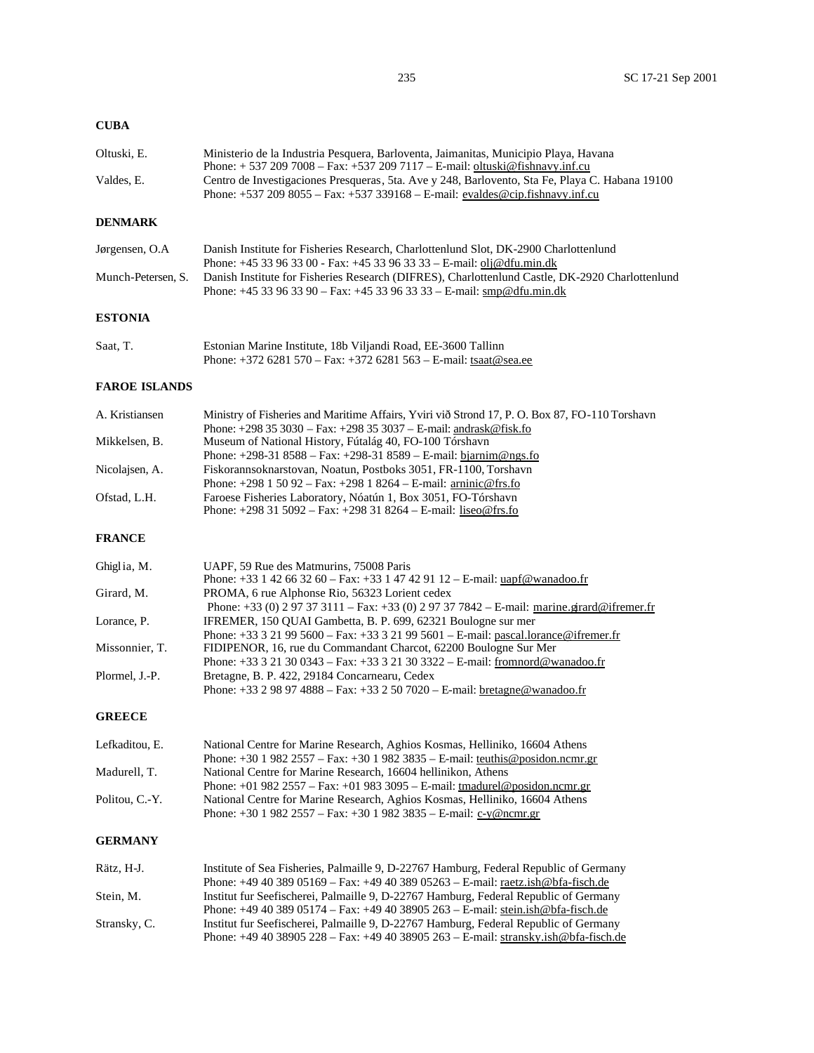## CUBA

| | |
|---|---|
| Oltuski, E. | Ministerio de la Industria Pesquera, Barloventa, Jaimanitas, Municipio Playa, Havana<br>Phone: + 537 209 7008 – Fax: +537 209 7117 – E-mail: oltuski@fishnavy.inf.cu |
| Valdes, E. | Centro de Investigaciones Presqueras, 5ta. Ave y 248, Barlovento, Sta Fe, Playa C. Habana 19100<br>Phone: +537 209 8055 – Fax: +537 339168 – E-mail: evaldes@cip.fishnavy.inf.cu |

## DENMARK

| | |
|---|---|
| Jørgensen, O.A | Danish Institute for Fisheries Research, Charlottenlund Slot, DK-2900 Charlottenlund<br>Phone: +45 33 96 33 00 - Fax: +45 33 96 33 33 – E-mail: olj@dfu.min.dk |
| Munch-Petersen, S. | Danish Institute for Fisheries Research (DIFRES), Charlottenlund Castle, DK-2920 Charlottenlund<br>Phone: +45 33 96 33 90 – Fax: +45 33 96 33 33 – E-mail: smp@dfu.min.dk |

## ESTONIA

| | |
|---|---|
| Saat, T. | Estonian Marine Institute, 18b Viljandi Road, EE-3600 Tallinn<br>Phone: +372 6281 570 – Fax: +372 6281 563 – E-mail: tsaat@sea.ee |

## FAROE ISLANDS

| | |
|---|---|
| A. Kristiansen | Ministry of Fisheries and Maritime Affairs, Yviri við Strond 17, P. O. Box 87, FO-110 Torshavn<br>Phone: +298 35 3030 – Fax: +298 35 3037 – E-mail: andrask@fisk.fo |
| Mikkelsen, B. | Museum of National History, Fútalág 40, FO-100 Tórshavn<br>Phone: +298-31 8588 – Fax: +298-31 8589 – E-mail: bjarnim@ngs.fo |
| Nicolajsen, A. | Fiskorannsoknarstovan, Noatun, Postboks 3051, FR-1100, Torshavn<br>Phone: +298 1 50 92 – Fax: +298 1 8264 – E-mail: arninic@frs.fo |
| Ofstad, L.H. | Faroese Fisheries Laboratory, Nóatún 1, Box 3051, FO-Tórshavn<br>Phone: +298 31 5092 – Fax: +298 31 8264 – E-mail: liseo@frs.fo |

## FRANCE

| | |
|---|---|
| Ghiglia, M. | UAPF, 59 Rue des Matmurins, 75008 Paris<br>Phone: +33 1 42 66 32 60 – Fax: +33 1 47 42 91 12 – E-mail: uapf@wanadoo.fr |
| Girard, M. | PROMA, 6 rue Alphonse Rio, 56323 Lorient cedex<br>Phone: +33 (0) 2 97 37 3111 – Fax: +33 (0) 2 97 37 7842 – E-mail: marine.girard@ifremer.fr |
| Lorance, P. | IFREMER, 150 QUAI Gambetta, B. P. 699, 62321 Boulogne sur mer<br>Phone: +33 3 21 99 5600 – Fax: +33 3 21 99 5601 – E-mail: pascal.lorance@ifremer.fr |
| Missonnier, T. | FIDIPENOR, 16, rue du Commandant Charcot, 62200 Boulogne Sur Mer<br>Phone: +33 3 21 30 0343 – Fax: +33 3 21 30 3322 – E-mail: fromnord@wanadoo.fr |
| Plormel, J.-P. | Bretagne, B. P. 422, 29184 Concarnearu, Cedex<br>Phone: +33 2 98 97 4888 – Fax: +33 2 50 7020 – E-mail: bretagne@wanadoo.fr |

## GREECE

| | |
|---|---|
| Lefkaditou, E. | National Centre for Marine Research, Aghios Kosmas, Helliniko, 16604 Athens<br>Phone: +30 1 982 2557 – Fax: +30 1 982 3835 – E-mail: teuthis@posidon.ncmr.gr |
| Madurell, T. | National Centre for Marine Research, 16604 hellinikon, Athens<br>Phone: +01 982 2557 – Fax: +01 983 3095 – E-mail: tmadurel@posidon.ncmr.gr |
| Politou, C.-Y. | National Centre for Marine Research, Aghios Kosmas, Helliniko, 16604 Athens<br>Phone: +30 1 982 2557 – Fax: +30 1 982 3835 – E-mail: c-y@ncmr.gr |

## GERMANY

| | |
|---|---|
| Rätz, H-J. | Institute of Sea Fisheries, Palmaille 9, D-22767 Hamburg, Federal Republic of Germany<br>Phone: +49 40 389 05169 – Fax: +49 40 389 05263 – E-mail: raetz.ish@bfa-fisch.de |
| Stein, M. | Institut fur Seefischerei, Palmaille 9, D-22767 Hamburg, Federal Republic of Germany<br>Phone: +49 40 389 05174 – Fax: +49 40 38905 263 – E-mail: stein.ish@bfa-fisch.de |
| Stransky, C. | Institut fur Seefischerei, Palmaille 9, D-22767 Hamburg, Federal Republic of Germany<br>Phone: +49 40 38905 228 – Fax: +49 40 38905 263 – E-mail: stransky.ish@bfa-fisch.de |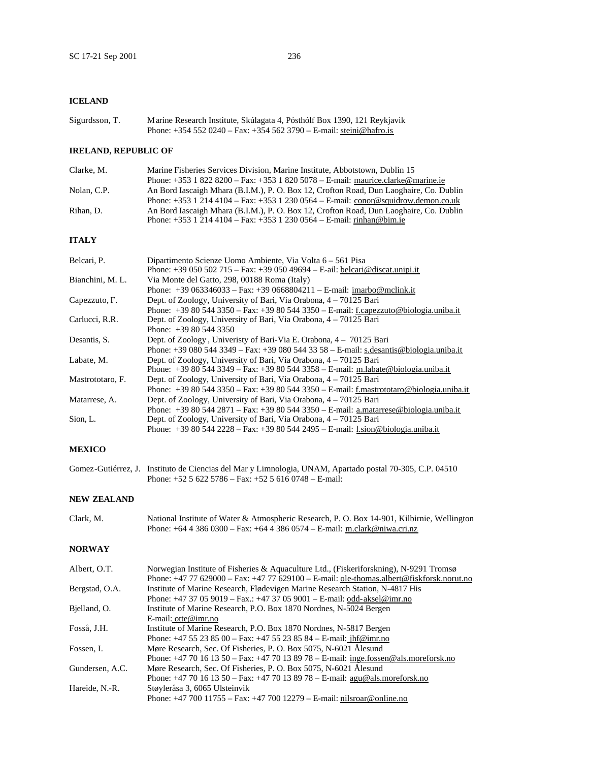## ICELAND

Sigurdsson, T. — Marine Research Institute, Skúlagata 4, Pósthólf Box 1390, 121 Reykjavik
Phone: +354 552 0240 – Fax: +354 562 3790 – E-mail: steini@hafro.is

## IRELAND, REPUBLIC OF

Clarke, M. — Marine Fisheries Services Division, Marine Institute, Abbotstown, Dublin 15
Phone: +353 1 822 8200 – Fax: +353 1 820 5078 – E-mail: maurice.clarke@marine.ie

Nolan, C.P. — An Bord Iascaigh Mhara (B.I.M.), P. O. Box 12, Crofton Road, Dun Laoghaire, Co. Dublin
Phone: +353 1 214 4104 – Fax: +353 1 230 0564 – E-mail: conor@squidrow.demon.co.uk

Rihan, D. — An Bord Iascaigh Mhara (B.I.M.), P. O. Box 12, Crofton Road, Dun Laoghaire, Co. Dublin
Phone: +353 1 214 4104 – Fax: +353 1 230 0564 – E-mail: rinhan@bim.ie

## ITALY

Belcari, P. — Dipartimento Scienze Uomo Ambiente, Via Volta 6 – 561 Pisa
Phone: +39 050 502 715 – Fax: +39 050 49694 – E-ail: belcari@discat.unipi.it

Bianchini, M. L. — Via Monte del Gatto, 298, 00188 Roma (Italy)
Phone: +39 063346033 – Fax: +39 0668804211 – E-mail: imarbo@mclink.it

Capezzuto, F. — Dept. of Zoology, University of Bari, Via Orabona, 4 – 70125 Bari
Phone: +39 80 544 3350 – Fax: +39 80 544 3350 – E-mail: f.capezzuto@biologia.uniba.it

Carlucci, R.R. — Dept. of Zoology, University of Bari, Via Orabona, 4 – 70125 Bari
Phone: +39 80 544 3350

Desantis, S. — Dept. of Zoology , Univeristy of Bari-Via E. Orabona, 4 – 70125 Bari
Phone: +39 080 544 3349 – Fax: +39 080 544 33 58 – E-mail: s.desantis@biologia.uniba.it

Labate, M. — Dept. of Zoology, University of Bari, Via Orabona, 4 – 70125 Bari
Phone: +39 80 544 3349 – Fax: +39 80 544 3358 – E-mail: m.labate@biologia.uniba.it

Mastrototaro, F. — Dept. of Zoology, University of Bari, Via Orabona, 4 – 70125 Bari
Phone: +39 80 544 3350 – Fax: +39 80 544 3350 – E-mail: f.mastrototaro@biologia.uniba.it

Matarrese, A. — Dept. of Zoology, University of Bari, Via Orabona, 4 – 70125 Bari
Phone: +39 80 544 2871 – Fax: +39 80 544 3350 – E-mail: a.matarrese@biologia.uniba.it

Sion, L. — Dept. of Zoology, University of Bari, Via Orabona, 4 – 70125 Bari
Phone: +39 80 544 2228 – Fax: +39 80 544 2495 – E-mail: l.sion@biologia.uniba.it

## MEXICO

Gomez-Gutiérrez, J. — Instituto de Ciencias del Mar y Limnologia, UNAM, Apartado postal 70-305, C.P. 04510
Phone: +52 5 622 5786 – Fax: +52 5 616 0748 – E-mail:

## NEW ZEALAND

Clark, M. — National Institute of Water & Atmospheric Research, P. O. Box 14-901, Kilbirnie, Wellington
Phone: +64 4 386 0300 – Fax: +64 4 386 0574 – E-mail: m.clark@niwa.cri.nz

## NORWAY

Albert, O.T. — Norwegian Institute of Fisheries & Aquaculture Ltd., (Fiskeriforskning), N-9291 Tromsø
Phone: +47 77 629000 – Fax: +47 77 629100 – E-mail: ole-thomas.albert@fiskforsk.norut.no

Bergstad, O.A. — Institute of Marine Research, Flødevigen Marine Research Station, N-4817 His
Phone: +47 37 05 9019 – Fax.: +47 37 05 9001 – E-mail: odd-aksel@imr.no

Bjelland, O. — Institute of Marine Research, P.O. Box 1870 Nordnes, N-5024 Bergen
E-mail: otte@imr.no

Fosså, J.H. — Institute of Marine Research, P.O. Box 1870 Nordnes, N-5817 Bergen
Phone: +47 55 23 85 00 – Fax: +47 55 23 85 84 – E-mail: jhf@imr.no

Fossen, I. — Møre Research, Sec. Of Fisheries, P. O. Box 5075, N-6021 Ålesund
Phone: +47 70 16 13 50 – Fax: +47 70 13 89 78 – E-mail: inge.fossen@als.moreforsk.no

Gundersen, A.C. — Møre Research, Sec. Of Fisheries, P. O. Box 5075, N-6021 Ålesund
Phone: +47 70 16 13 50 – Fax: +47 70 13 89 78 – E-mail: agu@als.moreforsk.no

Hareide, N.-R. — Støyleråsa 3, 6065 Ulsteinvik
Phone: +47 700 11755 – Fax: +47 700 12279 – E-mail: nilsroar@online.no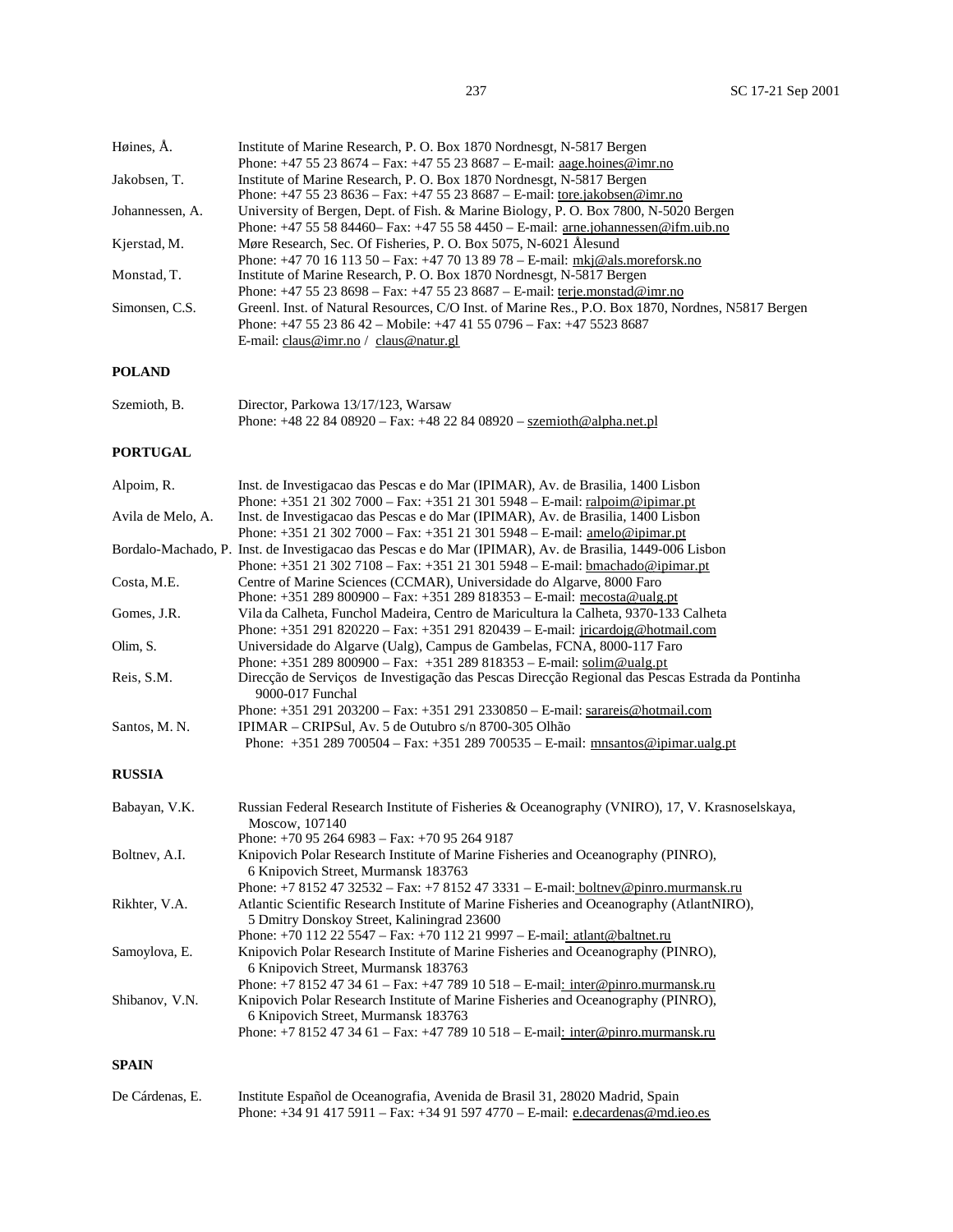| | |
|---|---|
| Høines, Å. | Institute of Marine Research, P. O. Box 1870 Nordnesgt, N-5817 Bergen<br>Phone: +47 55 23 8674 – Fax: +47 55 23 8687 – E-mail: aage.hoines@imr.no |
| Jakobsen, T. | Institute of Marine Research, P. O. Box 1870 Nordnesgt, N-5817 Bergen<br>Phone: +47 55 23 8636 – Fax: +47 55 23 8687 – E-mail: tore.jakobsen@imr.no |
| Johannessen, A. | University of Bergen, Dept. of Fish. & Marine Biology, P. O. Box 7800, N-5020 Bergen<br>Phone: +47 55 58 84460– Fax: +47 55 58 4450 – E-mail: arne.johannessen@ifm.uib.no |
| Kjerstad, M. | Møre Research, Sec. Of Fisheries, P. O. Box 5075, N-6021 Ålesund<br>Phone: +47 70 16 113 50 – Fax: +47 70 13 89 78 – E-mail: mkj@als.moreforsk.no |
| Monstad, T. | Institute of Marine Research, P. O. Box 1870 Nordnesgt, N-5817 Bergen<br>Phone: +47 55 23 8698 – Fax: +47 55 23 8687 – E-mail: terje.monstad@imr.no |
| Simonsen, C.S. | Greenl. Inst. of Natural Resources, C/O Inst. of Marine Res., P.O. Box 1870, Nordnes, N5817 Bergen<br>Phone: +47 55 23 86 42 – Mobile: +47 41 55 0796 – Fax: +47 5523 8687<br>E-mail: claus@imr.no / claus@natur.gl |

**POLAND**

| | |
|---|---|
| Szemioth, B. | Director, Parkowa 13/17/123, Warsaw<br>Phone: +48 22 84 08920 – Fax: +48 22 84 08920 – szemioth@alpha.net.pl |

**PORTUGAL**

| | |
|---|---|
| Alpoim, R. | Inst. de Investigacao das Pescas e do Mar (IPIMAR), Av. de Brasilia, 1400 Lisbon<br>Phone: +351 21 302 7000 – Fax: +351 21 301 5948 – E-mail: ralpoim@ipimar.pt |
| Avila de Melo, A. | Inst. de Investigacao das Pescas e do Mar (IPIMAR), Av. de Brasilia, 1400 Lisbon<br>Phone: +351 21 302 7000 – Fax: +351 21 301 5948 – E-mail: amelo@ipimar.pt |
| Bordalo-Machado, P. | Inst. de Investigacao das Pescas e do Mar (IPIMAR), Av. de Brasilia, 1449-006 Lisbon<br>Phone: +351 21 302 7108 – Fax: +351 21 301 5948 – E-mail: bmachado@ipimar.pt |
| Costa, M.E. | Centre of Marine Sciences (CCMAR), Universidade do Algarve, 8000 Faro<br>Phone: +351 289 800900 – Fax: +351 289 818353 – E-mail: mecosta@ualg.pt |
| Gomes, J.R. | Vila da Calheta, Funchol Madeira, Centro de Maricultura la Calheta, 9370-133 Calheta<br>Phone: +351 291 820220 – Fax: +351 291 820439 – E-mail: jricardojg@hotmail.com |
| Olim, S. | Universidade do Algarve (Ualg), Campus de Gambelas, FCNA, 8000-117 Faro<br>Phone: +351 289 800900 – Fax: +351 289 818353 – E-mail: solim@ualg.pt |
| Reis, S.M. | Direcção de Serviços de Investigação das Pescas Direcção Regional das Pescas Estrada da Pontinha 9000-017 Funchal<br>Phone: +351 291 203200 – Fax: +351 291 2330850 – E-mail: sarareis@hotmail.com |
| Santos, M. N. | IPIMAR – CRIPSul, Av. 5 de Outubro s/n 8700-305 Olhão<br>Phone: +351 289 700504 – Fax: +351 289 700535 – E-mail: mnsantos@ipimar.ualg.pt |

**RUSSIA**

| | |
|---|---|
| Babayan, V.K. | Russian Federal Research Institute of Fisheries & Oceanography (VNIRO), 17, V. Krasnoselskaya, Moscow, 107140<br>Phone: +70 95 264 6983 – Fax: +70 95 264 9187 |
| Boltnev, A.I. | Knipovich Polar Research Institute of Marine Fisheries and Oceanography (PINRO), 6 Knipovich Street, Murmansk 183763<br>Phone: +7 8152 47 32532 – Fax: +7 8152 47 3331 – E-mail: boltnev@pinro.murmansk.ru |
| Rikhter, V.A. | Atlantic Scientific Research Institute of Marine Fisheries and Oceanography (AtlantNIRO), 5 Dmitry Donskoy Street, Kaliningrad 23600<br>Phone: +70 112 22 5547 – Fax: +70 112 21 9997 – E-mail: atlant@baltnet.ru |
| Samoylova, E. | Knipovich Polar Research Institute of Marine Fisheries and Oceanography (PINRO), 6 Knipovich Street, Murmansk 183763<br>Phone: +7 8152 47 34 61 – Fax: +47 789 10 518 – E-mail: inter@pinro.murmansk.ru |
| Shibanov, V.N. | Knipovich Polar Research Institute of Marine Fisheries and Oceanography (PINRO), 6 Knipovich Street, Murmansk 183763<br>Phone: +7 8152 47 34 61 – Fax: +47 789 10 518 – E-mail: inter@pinro.murmansk.ru |

**SPAIN**

| | |
|---|---|
| De Cárdenas, E. | Institute Español de Oceanografia, Avenida de Brasil 31, 28020 Madrid, Spain<br>Phone: +34 91 417 5911 – Fax: +34 91 597 4770 – E-mail: e.decardenas@md.ieo.es |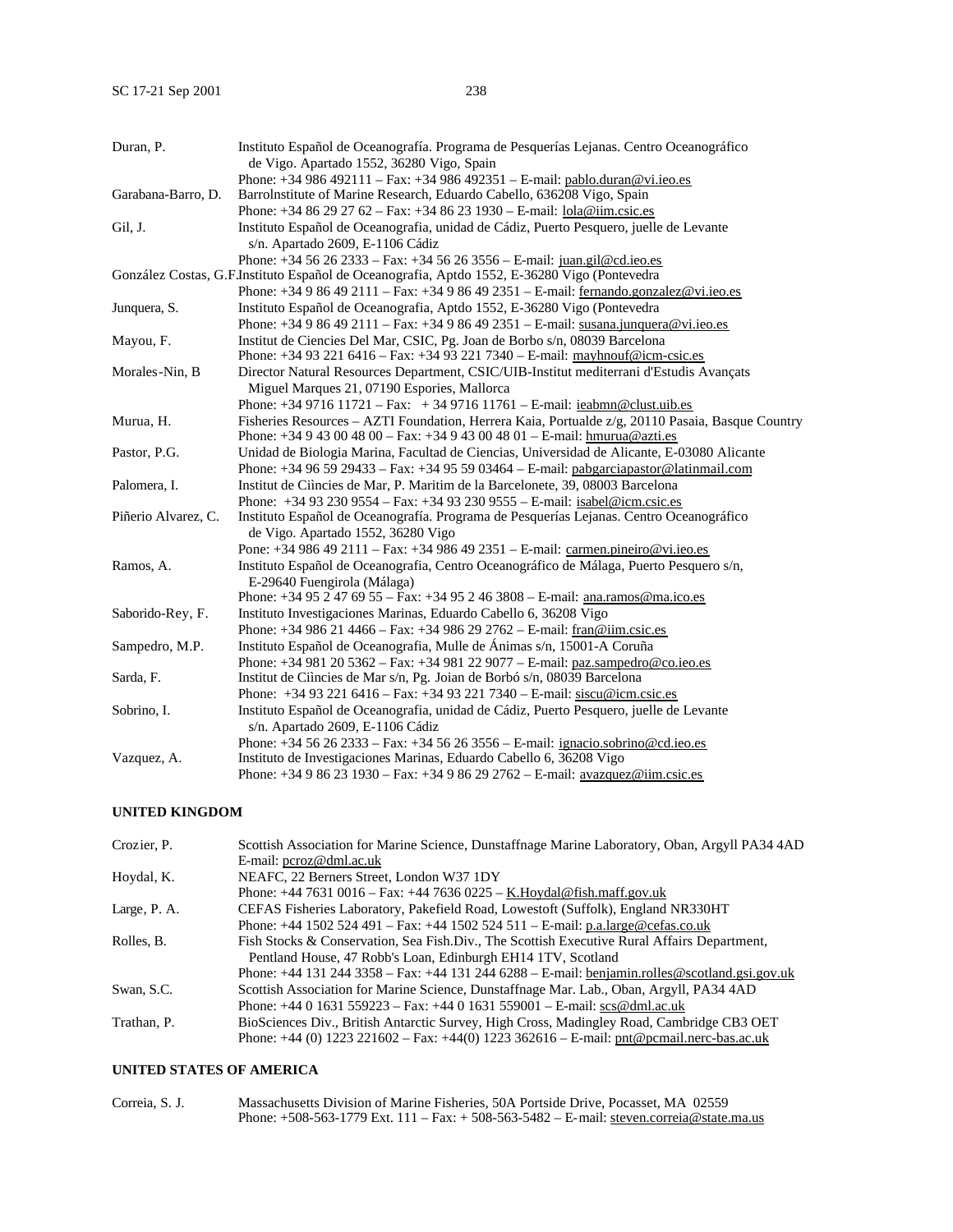Duran, P. Instituto Español de Oceanografía. Programa de Pesquerías Lejanas. Centro Oceanográfico de Vigo. Apartado 1552, 36280 Vigo, Spain
Phone: +34 986 492111 – Fax: +34 986 492351 – E-mail: pablo.duran@vi.ieo.es

Garabana-Barro, D. BarroInstitute of Marine Research, Eduardo Cabello, 636208 Vigo, Spain
Phone: +34 86 29 27 62 – Fax: +34 86 23 1930 – E-mail: lola@iim.csic.es

Gil, J. Instituto Español de Oceanografia, unidad de Cádiz, Puerto Pesquero, juelle de Levante s/n. Apartado 2609, E-1106 Cádiz
Phone: +34 56 26 2333 – Fax: +34 56 26 3556 – E-mail: juan.gil@cd.ieo.es

González Costas, G.F. Instituto Español de Oceanografia, Aptdo 1552, E-36280 Vigo (Pontevedra
Phone: +34 9 86 49 2111 – Fax: +34 9 86 49 2351 – E-mail: fernando.gonzalez@vi.ieo.es

Junquera, S. Instituto Español de Oceanografia, Aptdo 1552, E-36280 Vigo (Pontevedra
Phone: +34 9 86 49 2111 – Fax: +34 9 86 49 2351 – E-mail: susana.junquera@vi.ieo.es

Mayou, F. Institut de Ciencies Del Mar, CSIC, Pg. Joan de Borbo s/n, 08039 Barcelona
Phone: +34 93 221 6416 – Fax: +34 93 221 7340 – E-mail: mayhnouf@icm-csic.es

Morales-Nin, B Director Natural Resources Department, CSIC/UIB-Institut mediterrani d'Estudis Avançats Miguel Marques 21, 07190 Espories, Mallorca
Phone: +34 9716 11721 – Fax: + 34 9716 11761 – E-mail: ieabmn@clust.uib.es

Murua, H. Fisheries Resources – AZTI Foundation, Herrera Kaia, Portualde z/g, 20110 Pasaia, Basque Country
Phone: +34 9 43 00 48 00 – Fax: +34 9 43 00 48 01 – E-mail: hmurua@azti.es

Pastor, P.G. Unidad de Biologia Marina, Facultad de Ciencias, Universidad de Alicante, E-03080 Alicante
Phone: +34 96 59 29433 – Fax: +34 95 59 03464 – E-mail: pabgarciapastor@latinmail.com

Palomera, I. Institut de Ciìncies de Mar, P. Maritim de la Barcelonete, 39, 08003 Barcelona
Phone: +34 93 230 9554 – Fax: +34 93 230 9555 – E-mail: isabel@icm.csic.es

Piñerio Alvarez, C. Instituto Español de Oceanografía. Programa de Pesquerías Lejanas. Centro Oceanográfico de Vigo. Apartado 1552, 36280 Vigo
Pone: +34 986 49 2111 – Fax: +34 986 49 2351 – E-mail: carmen.pineiro@vi.ieo.es

Ramos, A. Instituto Español de Oceanografia, Centro Oceanográfico de Málaga, Puerto Pesquero s/n, E-29640 Fuengirola (Málaga)
Phone: +34 95 2 47 69 55 – Fax: +34 95 2 46 3808 – E-mail: ana.ramos@ma.ico.es

Saborido-Rey, F. Instituto Investigaciones Marinas, Eduardo Cabello 6, 36208 Vigo
Phone: +34 986 21 4466 – Fax: +34 986 29 2762 – E-mail: fran@iim.csic.es

Sampedro, M.P. Instituto Español de Oceanografia, Mulle de Ánimas s/n, 15001-A Coruña
Phone: +34 981 20 5362 – Fax: +34 981 22 9077 – E-mail: paz.sampedro@co.ieo.es

Sarda, F. Institut de Ciìncies de Mar s/n, Pg. Joian de Borbó s/n, 08039 Barcelona
Phone: +34 93 221 6416 – Fax: +34 93 221 7340 – E-mail: siscu@icm.csic.es

Sobrino, I. Instituto Español de Oceanografia, unidad de Cádiz, Puerto Pesquero, juelle de Levante s/n. Apartado 2609, E-1106 Cádiz
Phone: +34 56 26 2333 – Fax: +34 56 26 3556 – E-mail: ignacio.sobrino@cd.ieo.es

Vazquez, A. Instituto de Investigaciones Marinas, Eduardo Cabello 6, 36208 Vigo
Phone: +34 9 86 23 1930 – Fax: +34 9 86 29 2762 – E-mail: avazquez@iim.csic.es

**UNITED KINGDOM**

Crozier, P. Scottish Association for Marine Science, Dunstaffnage Marine Laboratory, Oban, Argyll PA34 4AD
E-mail: pcroz@dml.ac.uk

Hoydal, K. NEAFC, 22 Berners Street, London W37 1DY
Phone: +44 7631 0016 – Fax: +44 7636 0225 – K.Hoydal@fish.maff.gov.uk

Large, P. A. CEFAS Fisheries Laboratory, Pakefield Road, Lowestoft (Suffolk), England NR330HT
Phone: +44 1502 524 491 – Fax: +44 1502 524 511 – E-mail: p.a.large@cefas.co.uk

Rolles, B. Fish Stocks & Conservation, Sea Fish.Div., The Scottish Executive Rural Affairs Department, Pentland House, 47 Robb's Loan, Edinburgh EH14 1TV, Scotland
Phone: +44 131 244 3358 – Fax: +44 131 244 6288 – E-mail: benjamin.rolles@scotland.gsi.gov.uk

Swan, S.C. Scottish Association for Marine Science, Dunstaffnage Mar. Lab., Oban, Argyll, PA34 4AD
Phone: +44 0 1631 559223 – Fax: +44 0 1631 559001 – E-mail: scs@dml.ac.uk

Trathan, P. BioSciences Div., British Antarctic Survey, High Cross, Madingley Road, Cambridge CB3 OET
Phone: +44 (0) 1223 221602 – Fax: +44(0) 1223 362616 – E-mail: pnt@pcmail.nerc-bas.ac.uk

**UNITED STATES OF AMERICA**

Correia, S. J. Massachusetts Division of Marine Fisheries, 50A Portside Drive, Pocasset, MA 02559
Phone: +508-563-1779 Ext. 111 – Fax: + 508-563-5482 – E-mail: steven.correia@state.ma.us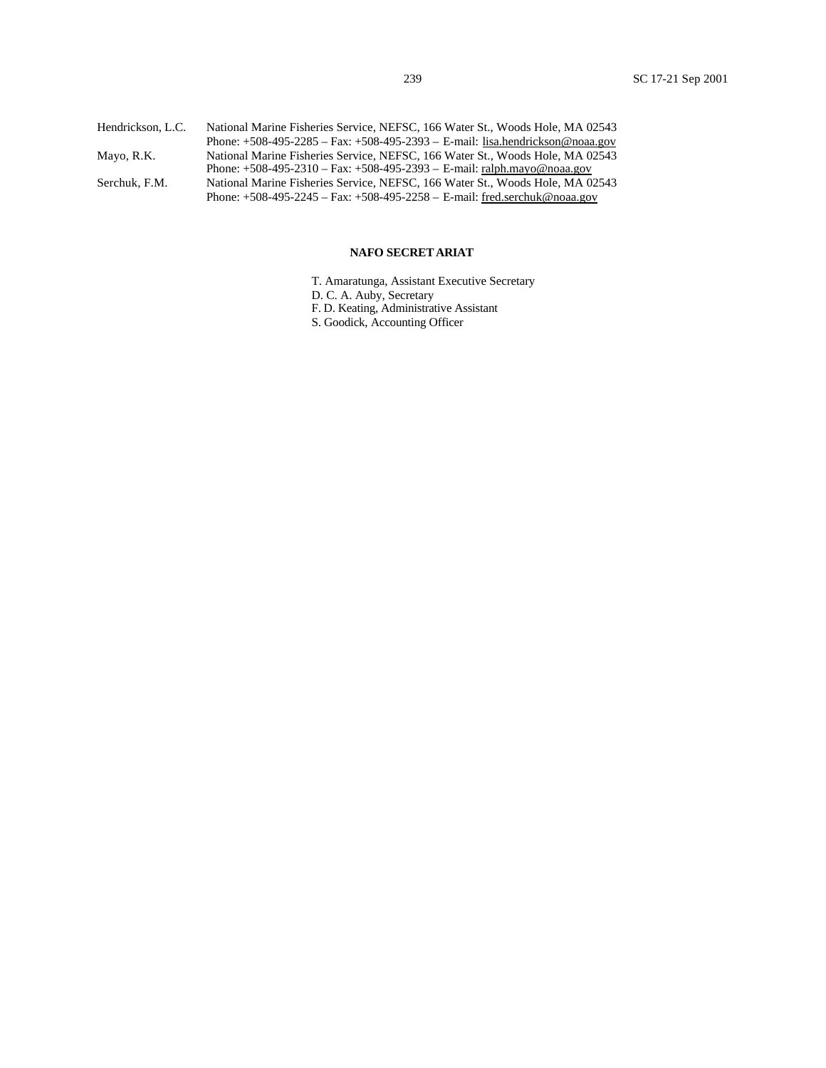| | |
|---|---|
| Hendrickson, L.C. | National Marine Fisheries Service, NEFSC, 166 Water St., Woods Hole, MA 02543<br>Phone: +508-495-2285 – Fax: +508-495-2393 – E-mail: lisa.hendrickson@noaa.gov |
| Mayo, R.K. | National Marine Fisheries Service, NEFSC, 166 Water St., Woods Hole, MA 02543<br>Phone: +508-495-2310 – Fax: +508-495-2393 – E-mail: ralph.mayo@noaa.gov |
| Serchuk, F.M. | National Marine Fisheries Service, NEFSC, 166 Water St., Woods Hole, MA 02543<br>Phone: +508-495-2245 – Fax: +508-495-2258 – E-mail: fred.serchuk@noaa.gov |

**NAFO SECRETARIAT**

T. Amaratunga, Assistant Executive Secretary
D. C. A. Auby, Secretary
F. D. Keating, Administrative Assistant
S. Goodick, Accounting Officer